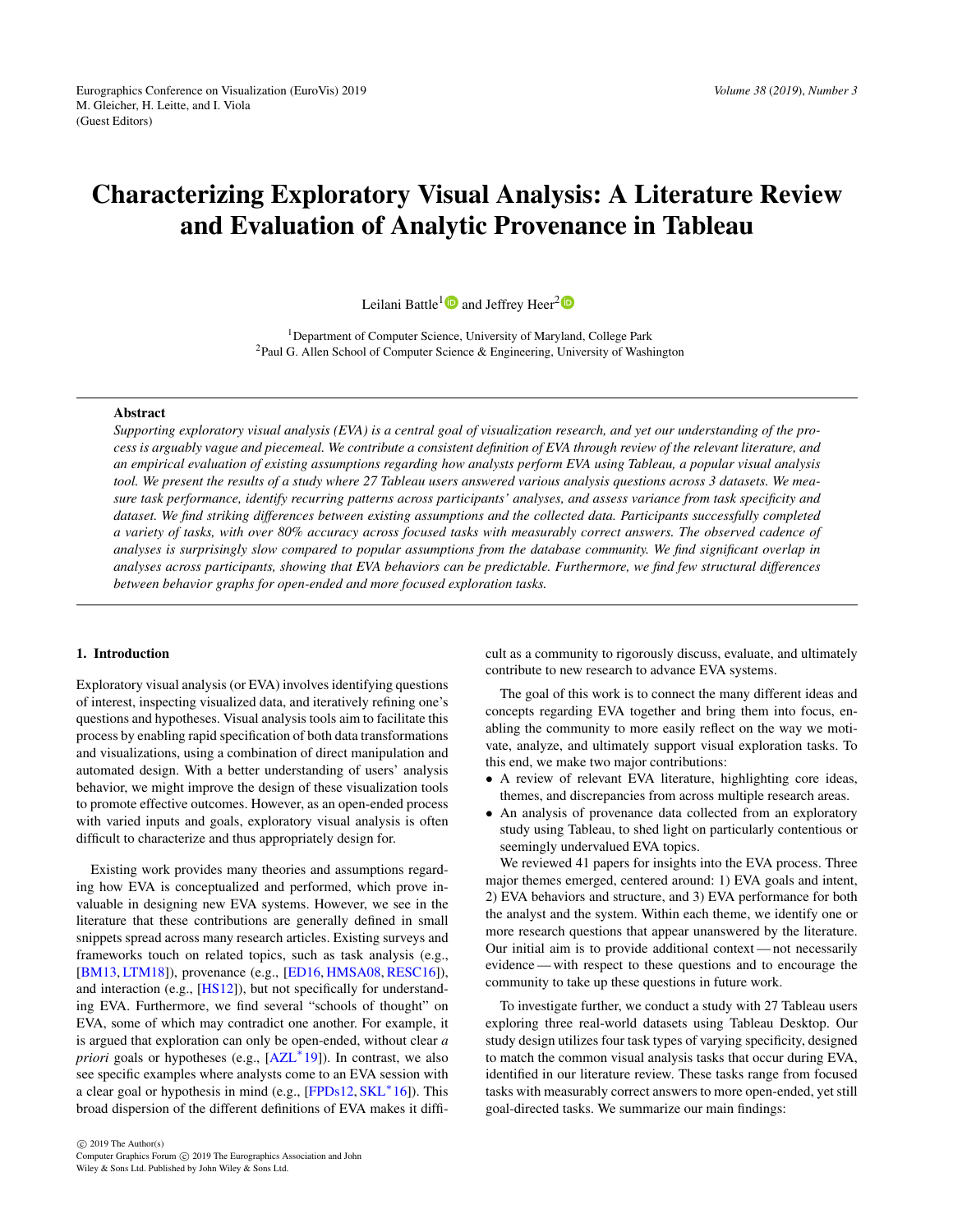# Characterizing Exploratory Visual Analysis: A Literature Review and Evaluation of Analytic Provenance in Tableau

Leilani Battle[1] and Jeffrey Heer[2]

[1]Department of Computer Science, University of Maryland, College Park
[2]Paul G. Allen School of Computer Science & Engineering, University of Washington

## Abstract

*Supporting exploratory visual analysis (EVA) is a central goal of visualization research, and yet our understanding of the process is arguably vague and piecemeal. We contribute a consistent definition of EVA through review of the relevant literature, and an empirical evaluation of existing assumptions regarding how analysts perform EVA using Tableau, a popular visual analysis tool. We present the results of a study where 27 Tableau users answered various analysis questions across 3 datasets. We measure task performance, identify recurring patterns across participants' analyses, and assess variance from task specificity and dataset. We find striking differences between existing assumptions and the collected data. Participants successfully completed a variety of tasks, with over 80% accuracy across focused tasks with measurably correct answers. The observed cadence of analyses is surprisingly slow compared to popular assumptions from the database community. We find significant overlap in analyses across participants, showing that EVA behaviors can be predictable. Furthermore, we find few structural differences between behavior graphs for open-ended and more focused exploration tasks.*

## 1. Introduction

Exploratory visual analysis (or EVA) involves identifying questions of interest, inspecting visualized data, and iteratively refining one's questions and hypotheses. Visual analysis tools aim to facilitate this process by enabling rapid specification of both data transformations and visualizations, using a combination of direct manipulation and automated design. With a better understanding of users' analysis behavior, we might improve the design of these visualization tools to promote effective outcomes. However, as an open-ended process with varied inputs and goals, exploratory visual analysis is often difficult to characterize and thus appropriately design for.

Existing work provides many theories and assumptions regarding how EVA is conceptualized and performed, which prove invaluable in designing new EVA systems. However, we see in the literature that these contributions are generally defined in small snippets spread across many research articles. Existing surveys and frameworks touch on related topics, such as task analysis (e.g., [BM13, LTM18]), provenance (e.g., [ED16, HMSA08, RESC16]), and interaction (e.g., [HS12]), but not specifically for understanding EVA. Furthermore, we find several "schools of thought" on EVA, some of which may contradict one another. For example, it is argued that exploration can only be open-ended, without clear *a priori* goals or hypotheses (e.g., [AZL*19]). In contrast, we also see specific examples where analysts come to an EVA session with a clear goal or hypothesis in mind (e.g., [FPDs12, SKL*16]). This broad dispersion of the different definitions of EVA makes it difficult as a community to rigorously discuss, evaluate, and ultimately contribute to new research to advance EVA systems.

The goal of this work is to connect the many different ideas and concepts regarding EVA together and bring them into focus, enabling the community to more easily reflect on the way we motivate, analyze, and ultimately support visual exploration tasks. To this end, we make two major contributions:

- A review of relevant EVA literature, highlighting core ideas, themes, and discrepancies from across multiple research areas.
- An analysis of provenance data collected from an exploratory study using Tableau, to shed light on particularly contentious or seemingly undervalued EVA topics.

We reviewed 41 papers for insights into the EVA process. Three major themes emerged, centered around: 1) EVA goals and intent, 2) EVA behaviors and structure, and 3) EVA performance for both the analyst and the system. Within each theme, we identify one or more research questions that appear unanswered by the literature. Our initial aim is to provide additional context — not necessarily evidence — with respect to these questions and to encourage the community to take up these questions in future work.

To investigate further, we conduct a study with 27 Tableau users exploring three real-world datasets using Tableau Desktop. Our study design utilizes four task types of varying specificity, designed to match the common visual analysis tasks that occur during EVA, identified in our literature review. These tasks range from focused tasks with measurably correct answers to more open-ended, yet still goal-directed tasks. We summarize our main findings:

© 2019 The Author(s)
Computer Graphics Forum © 2019 The Eurographics Association and John Wiley & Sons Ltd. Published by John Wiley & Sons Ltd.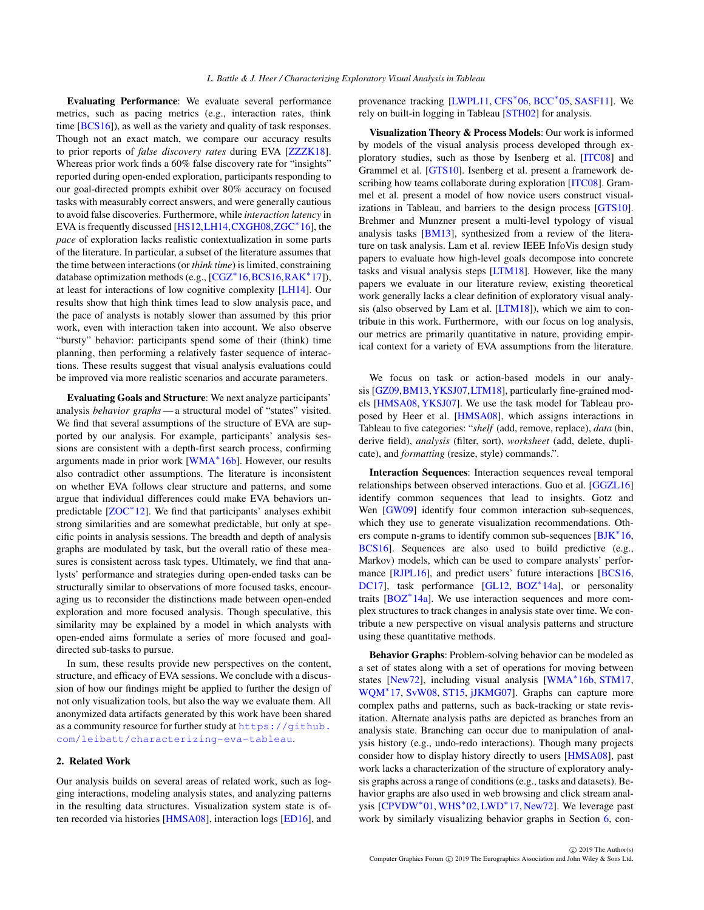**Evaluating Performance**: We evaluate several performance metrics, such as pacing metrics (e.g., interaction rates, think time [BCS16]), as well as the variety and quality of task responses. Though not an exact match, we compare our accuracy results to prior reports of *false discovery rates* during EVA [ZZZK18]. Whereas prior work finds a 60% false discovery rate for "insights" reported during open-ended exploration, participants responding to our goal-directed prompts exhibit over 80% accuracy on focused tasks with measurably correct answers, and were generally cautious to avoid false discoveries. Furthermore, while *interaction latency* in EVA is frequently discussed [HS12, LH14, CXGH08, ZGC*16], the *pace* of exploration lacks realistic contextualization in some parts of the literature. In particular, a subset of the literature assumes that the time between interactions (or *think time*) is limited, constraining database optimization methods (e.g., [CGZ*16, BCS16, RAK*17]), at least for interactions of low cognitive complexity [LH14]. Our results show that high think times lead to slow analysis pace, and the pace of analysts is notably slower than assumed by this prior work, even with interaction taken into account. We also observe "bursty" behavior: participants spend some of their (think) time planning, then performing a relatively faster sequence of interactions. These results suggest that visual analysis evaluations could be improved via more realistic scenarios and accurate parameters.

**Evaluating Goals and Structure**: We next analyze participants' analysis *behavior graphs* — a structural model of "states" visited. We find that several assumptions of the structure of EVA are supported by our analysis. For example, participants' analysis sessions are consistent with a depth-first search process, confirming arguments made in prior work [WMA*16b]. However, our results also contradict other assumptions. The literature is inconsistent on whether EVA follows clear structure and patterns, and some argue that individual differences could make EVA behaviors unpredictable [ZOC*12]. We find that participants' analyses exhibit strong similarities and are somewhat predictable, but only at specific points in analysis sessions. The breadth and depth of analysis graphs are modulated by task, but the overall ratio of these measures is consistent across task types. Ultimately, we find that analysts' performance and strategies during open-ended tasks can be structurally similar to observations of more focused tasks, encouraging us to reconsider the distinctions made between open-ended exploration and more focused analysis. Though speculative, this similarity may be explained by a model in which analysts with open-ended aims formulate a series of more focused and goal-directed sub-tasks to pursue.

In sum, these results provide new perspectives on the content, structure, and efficacy of EVA sessions. We conclude with a discussion of how our findings might be applied to further the design of not only visualization tools, but also the way we evaluate them. All anonymized data artifacts generated by this work have been shared as a community resource for further study at https://github.com/leibatt/characterizing-eva-tableau.

## 2. Related Work

Our analysis builds on several areas of related work, such as logging interactions, modeling analysis states, and analyzing patterns in the resulting data structures. Visualization system state is often recorded via histories [HMSA08], interaction logs [ED16], and provenance tracking [LWPL11, CFS*06, BCC*05, SASF11]. We rely on built-in logging in Tableau [STH02] for analysis.

**Visualization Theory & Process Models**: Our work is informed by models of the visual analysis process developed through exploratory studies, such as those by Isenberg et al. [ITC08] and Grammel et al. [GTS10]. Isenberg et al. present a framework describing how teams collaborate during exploration [ITC08]. Grammel et al. present a model of how novice users construct visualizations in Tableau, and barriers to the design process [GTS10]. Brehmer and Munzner present a multi-level typology of visual analysis tasks [BM13], synthesized from a review of the literature on task analysis. Lam et al. review IEEE InfoVis design study papers to evaluate how high-level goals decompose into concrete tasks and visual analysis steps [LTM18]. However, like the many papers we evaluate in our literature review, existing theoretical work generally lacks a clear definition of exploratory visual analysis (also observed by Lam et al. [LTM18]), which we aim to contribute in this work. Furthermore, with our focus on log analysis, our metrics are primarily quantitative in nature, providing empirical context for a variety of EVA assumptions from the literature.

We focus on task or action-based models in our analysis [GZ09, BM13, YKSJ07, LTM18], particularly fine-grained models [HMSA08, YKSJ07]. We use the task model for Tableau proposed by Heer et al. [HMSA08], which assigns interactions in Tableau to five categories: "*shelf* (add, remove, replace), *data* (bin, derive field), *analysis* (filter, sort), *worksheet* (add, delete, duplicate), and *formatting* (resize, style) commands.".

**Interaction Sequences**: Interaction sequences reveal temporal relationships between observed interactions. Guo et al. [GGZL16] identify common sequences that lead to insights. Gotz and Wen [GW09] identify four common interaction sub-sequences, which they use to generate visualization recommendations. Others compute n-grams to identify common sub-sequences [BJK*16, BCS16]. Sequences are also used to build predictive (e.g., Markov) models, which can be used to compare analysts' performance [RJPL16], and predict users' future interactions [BCS16, DC17], task performance [GL12, BOZ*14a], or personality traits [BOZ*14a]. We use interaction sequences and more complex structures to track changes in analysis state over time. We contribute a new perspective on visual analysis patterns and structure using these quantitative methods.

**Behavior Graphs**: Problem-solving behavior can be modeled as a set of states along with a set of operations for moving between states [New72], including visual analysis [WMA*16b, STM17, WQM*17, SvW08, ST15, jJKMG07]. Graphs can capture more complex paths and patterns, such as back-tracking or state revisitation. Alternate analysis paths are depicted as branches from an analysis state. Branching can occur due to manipulation of analysis history (e.g., undo-redo interactions). Though many projects consider how to display history directly to users [HMSA08], past work lacks a characterization of the structure of exploratory analysis graphs across a range of conditions (e.g., tasks and datasets). Behavior graphs are also used in web browsing and click stream analysis [CPVDW*01, WHS*02, LWD*17, New72]. We leverage past work by similarly visualizing behavior graphs in Section 6, con-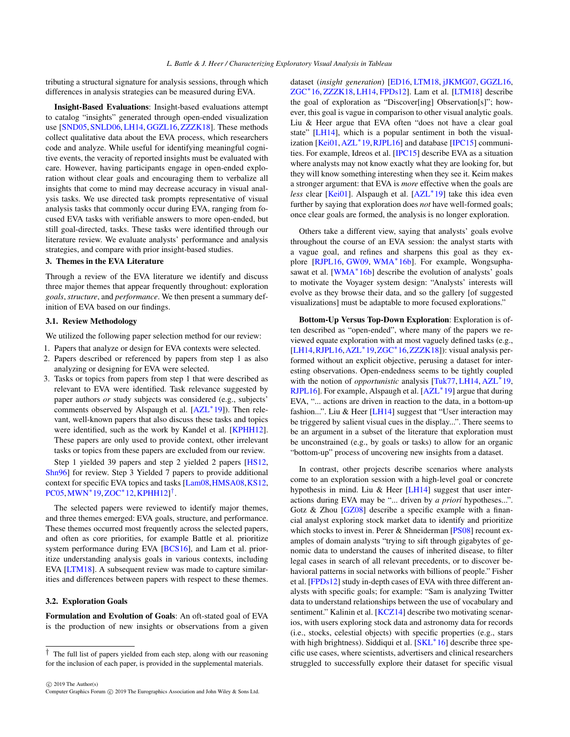tributing a structural signature for analysis sessions, through which differences in analysis strategies can be measured during EVA.

**Insight-Based Evaluations**: Insight-based evaluations attempt to catalog "insights" generated through open-ended visualization use [SND05, SNLD06, LH14, GGZL16, ZZZK18]. These methods collect qualitative data about the EVA process, which researchers code and analyze. While useful for identifying meaningful cognitive events, the veracity of reported insights must be evaluated with care. However, having participants engage in open-ended exploration without clear goals and encouraging them to verbalize all insights that come to mind may decrease accuracy in visual analysis tasks. We use directed task prompts representative of visual analysis tasks that commonly occur during EVA, ranging from focused EVA tasks with verifiable answers to more open-ended, but still goal-directed, tasks. These tasks were identified through our literature review. We evaluate analysts' performance and analysis strategies, and compare with prior insight-based studies.

## 3. Themes in the EVA Literature

Through a review of the EVA literature we identify and discuss three major themes that appear frequently throughout: exploration *goals*, *structure*, and *performance*. We then present a summary definition of EVA based on our findings.

### 3.1. Review Methodology

We utilized the following paper selection method for our review:

1. Papers that analyze or design for EVA contexts were selected.
2. Papers described or referenced by papers from step 1 as also analyzing or designing for EVA were selected.
3. Tasks or topics from papers from step 1 that were described as relevant to EVA were identified. Task relevance suggested by paper authors *or* study subjects was considered (e.g., subjects' comments observed by Alspaugh et al. [AZL*19]). Then relevant, well-known papers that also discuss these tasks and topics were identified, such as the work by Kandel et al. [KPHH12]. These papers are only used to provide context, other irrelevant tasks or topics from these papers are excluded from our review.

Step 1 yielded 39 papers and step 2 yielded 2 papers [HS12, Shn96] for review. Step 3 Yielded 7 papers to provide additional context for specific EVA topics and tasks [Lam08, HMSA08, KS12, PC05, MWN*19, ZOC*12, KPHH12][†].

The selected papers were reviewed to identify major themes, and three themes emerged: EVA goals, structure, and performance. These themes occurred most frequently across the selected papers, and often as core priorities, for example Battle et al. prioritize system performance during EVA [BCS16], and Lam et al. prioritize understanding analysis goals in various contexts, including EVA [LTM18]. A subsequent review was made to capture similarities and differences between papers with respect to these themes.

### 3.2. Exploration Goals

**Formulation and Evolution of Goals**: An oft-stated goal of EVA is the production of new insights or observations from a given dataset (*insight generation*) [ED16, LTM18, jJKMG07, GGZL16, ZGC*16, ZZZK18, LH14, FPDs12]. Lam et al. [LTM18] describe the goal of exploration as "Discover[ing] Observation[s]"; however, this goal is vague in comparison to other visual analytic goals. Liu & Heer argue that EVA often "does not have a clear goal state" [LH14], which is a popular sentiment in both the visualization [Kei01, AZL*19, RJPL16] and database [IPC15] communities. For example, Idreos et al. [IPC15] describe EVA as a situation where analysts may not know exactly what they are looking for, but they will know something interesting when they see it. Keim makes a stronger argument: that EVA is *more* effective when the goals are *less* clear [Kei01]. Alspaugh et al. [AZL*19] take this idea even further by saying that exploration does *not* have well-formed goals; once clear goals are formed, the analysis is no longer exploration.

Others take a different view, saying that analysts' goals evolve throughout the course of an EVA session: the analyst starts with a vague goal, and refines and sharpens this goal as they explore [RJPL16, GW09, WMA*16b]. For example, Wongsuphasawat et al. [WMA*16b] describe the evolution of analysts' goals to motivate the Voyager system design: "Analysts' interests will evolve as they browse their data, and so the gallery [of suggested visualizations] must be adaptable to more focused explorations."

**Bottom-Up Versus Top-Down Exploration**: Exploration is often described as "open-ended", where many of the papers we reviewed equate exploration with at most vaguely defined tasks (e.g., [LH14, RJPL16, AZL*19, ZGC*16, ZZZK18]): visual analysis performed without an explicit objective, perusing a dataset for interesting observations. Open-endedness seems to be tightly coupled with the notion of *opportunistic* analysis [Tuk77, LH14, AZL*19, RJPL16]. For example, Alspaugh et al. [AZL*19] argue that during EVA, "... actions are driven in reaction to the data, in a bottom-up fashion...". Liu & Heer [LH14] suggest that "User interaction may be triggered by salient visual cues in the display...". There seems to be an argument in a subset of the literature that exploration must be unconstrained (e.g., by goals or tasks) to allow for an organic "bottom-up" process of uncovering new insights from a dataset.

In contrast, other projects describe scenarios where analysts come to an exploration session with a high-level goal or concrete hypothesis in mind. Liu & Heer [LH14] suggest that user interactions during EVA may be "... driven by *a priori* hypotheses...". Gotz & Zhou [GZ08] describe a specific example with a financial analyst exploring stock market data to identify and prioritize which stocks to invest in. Perer & Shneiderman [PS08] recount examples of domain analysts "trying to sift through gigabytes of genomic data to understand the causes of inherited disease, to filter legal cases in search of all relevant precedents, or to discover behavioral patterns in social networks with billions of people." Fisher et al. [FPDs12] study in-depth cases of EVA with three different analysts with specific goals; for example: "Sam is analyzing Twitter data to understand relationships between the use of vocabulary and sentiment." Kalinin et al. [KCZ14] describe two motivating scenarios, with users exploring stock data and astronomy data for records (i.e., stocks, celestial objects) with specific properties (e.g., stars with high brightness). Siddiqui et al. [SKL*16] describe three specific use cases, where scientists, advertisers and clinical researchers struggled to successfully explore their dataset for specific visual

[†] The full list of papers yielded from each step, along with our reasoning for the inclusion of each paper, is provided in the supplemental materials.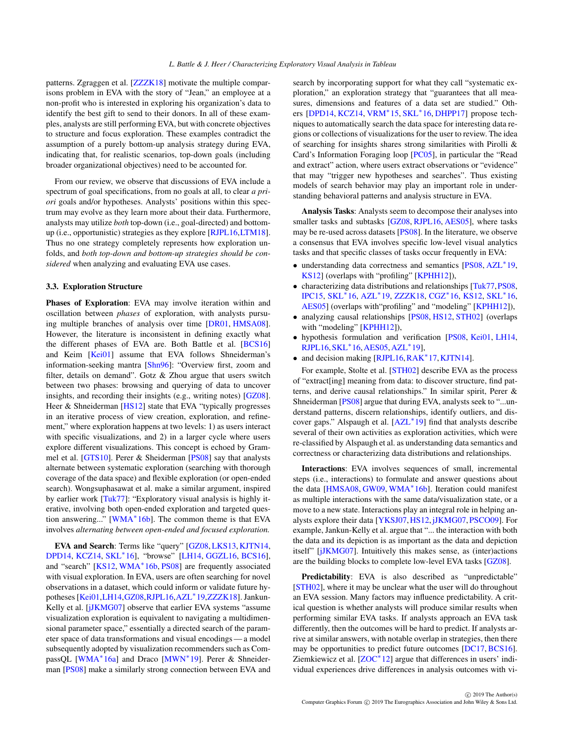patterns. Zgraggen et al. [ZZZK18] motivate the multiple comparisons problem in EVA with the story of "Jean," an employee at a non-profit who is interested in exploring his organization's data to identify the best gift to send to their donors. In all of these examples, analysts are still performing EVA, but with concrete objectives to structure and focus exploration. These examples contradict the assumption of a purely bottom-up analysis strategy during EVA, indicating that, for realistic scenarios, top-down goals (including broader organizational objectives) need to be accounted for.

From our review, we observe that discussions of EVA include a spectrum of goal specifications, from no goals at all, to clear *a priori* goals and/or hypotheses. Analysts' positions within this spectrum may evolve as they learn more about their data. Furthermore, analysts may utilize *both* top-down (i.e., goal-directed) and bottom-up (i.e., opportunistic) strategies as they explore [RJPL16,LTM18]. Thus no one strategy completely represents how exploration unfolds, and *both top-down and bottom-up strategies should be considered* when analyzing and evaluating EVA use cases.

### 3.3. Exploration Structure

**Phases of Exploration**: EVA may involve iteration within and oscillation between *phases* of exploration, with analysts pursuing multiple branches of analysis over time [DR01, HMSA08]. However, the literature is inconsistent in defining exactly what the different phases of EVA are. Both Battle et al. [BCS16] and Keim [Kei01] assume that EVA follows Shneiderman's information-seeking mantra [Shn96]: "Overview first, zoom and filter, details on demand". Gotz & Zhou argue that users switch between two phases: browsing and querying of data to uncover insights, and recording their insights (e.g., writing notes) [GZ08]. Heer & Shneiderman [HS12] state that EVA "typically progresses in an iterative process of view creation, exploration, and refinement," where exploration happens at two levels: 1) as users interact with specific visualizations, and 2) in a larger cycle where users explore different visualizations. This concept is echoed by Grammel et al. [GTS10]. Perer & Sheiderman [PS08] say that analysts alternate between systematic exploration (searching with thorough coverage of the data space) and flexible exploration (or open-ended search). Wongsuphasawat et al. make a similar argument, inspired by earlier work [Tuk77]: "Exploratory visual analysis is highly iterative, involving both open-ended exploration and targeted question answering..." [WMA*16b]. The common theme is that EVA involves *alternating between open-ended and focused exploration.*

**EVA and Search**: Terms like "query" [GZ08, LKS13, KJTN14, DPD14, KCZ14, SKL*16], "browse" [LH14, GGZL16, BCS16], and "search" [KS12, WMA*16b, PS08] are frequently associated with visual exploration. In EVA, users are often searching for novel observations in a dataset, which could inform or validate future hypotheses [Kei01,LH14,GZ08,RJPL16,AZL*19,ZZZK18]. Jankun-Kelly et al. [jJKMG07] observe that earlier EVA systems "assume visualization exploration is equivalent to navigating a multidimensional parameter space," essentially a directed search of the parameter space of data transformations and visual encodings — a model subsequently adopted by visualization recommenders such as CompassQL [WMA*16a] and Draco [MWN*19]. Perer & Shneiderman [PS08] make a similarly strong connection between EVA and search by incorporating support for what they call "systematic exploration," an exploration strategy that "guarantees that all measures, dimensions and features of a data set are studied." Others [DPD14, KCZ14, VRM*15, SKL*16, DHPP17] propose techniques to automatically search the data space for interesting data regions or collections of visualizations for the user to review. The idea of searching for insights shares strong similarities with Pirolli & Card's Information Foraging loop [PC05], in particular the "Read and extract" action, where users extract observations or "evidence" that may "trigger new hypotheses and searches". Thus existing models of search behavior may play an important role in understanding behavioral patterns and analysis structure in EVA.

**Analysis Tasks**: Analysts seem to decompose their analyses into smaller tasks and subtasks [GZ08, RJPL16, AES05], where tasks may be re-used across datasets [PS08]. In the literature, we observe a consensus that EVA involves specific low-level visual analytics tasks and that specific classes of tasks occur frequently in EVA:

- understanding data correctness and semantics [PS08, AZL*19, KS12] (overlaps with "profiling" [KPHH12]),
- characterizing data distributions and relationships [Tuk77,PS08, IPC15, SKL*16, AZL*19, ZZZK18, CGZ*16, KS12, SKL*16, AES05] (overlaps with"profiling" and "modeling" [KPHH12]),
- analyzing causal relationships [PS08, HS12, STH02] (overlaps with "modeling" [KPHH12]),
- hypothesis formulation and verification [PS08, Kei01, LH14, RJPL16, SKL*16, AES05, AZL*19],
- and decision making [RJPL16, RAK*17, KJTN14].

For example, Stolte et al. [STH02] describe EVA as the process of "extract[ing] meaning from data: to discover structure, find patterns, and derive causal relationships." In similar spirit, Perer & Shneiderman [PS08] argue that during EVA, analysts seek to "...understand patterns, discern relationships, identify outliers, and discover gaps." Alspaugh et al. [AZL*19] find that analysts describe several of their own activities as exploration activities, which were re-classified by Alspaugh et al. as understanding data semantics and correctness or characterizing data distributions and relationships.

**Interactions**: EVA involves sequences of small, incremental steps (i.e., interactions) to formulate and answer questions about the data [HMSA08, GW09, WMA*16b]. Iteration could manifest as multiple interactions with the same data/visualization state, or a move to a new state. Interactions play an integral role in helping analysts explore their data [YKSJ07, HS12, jJKMG07, PSCO09]. For example, Jankun-Kelly et al. argue that "... the interaction with both the data and its depiction is as important as the data and depiction itself" [jJKMG07]. Intuitively this makes sense, as (inter)actions are the building blocks to complete low-level EVA tasks [GZ08].

**Predictability**: EVA is also described as "unpredictable" [STH02], where it may be unclear what the user will do throughout an EVA session. Many factors may influence predictability. A critical question is whether analysts will produce similar results when performing similar EVA tasks. If analysts approach an EVA task differently, then the outcomes will be hard to predict. If analysts arrive at similar answers, with notable overlap in strategies, then there may be opportunities to predict future outcomes [DC17, BCS16]. Ziemkiewicz et al. [ZOC*12] argue that differences in users' individual experiences drive differences in analysis outcomes with vi-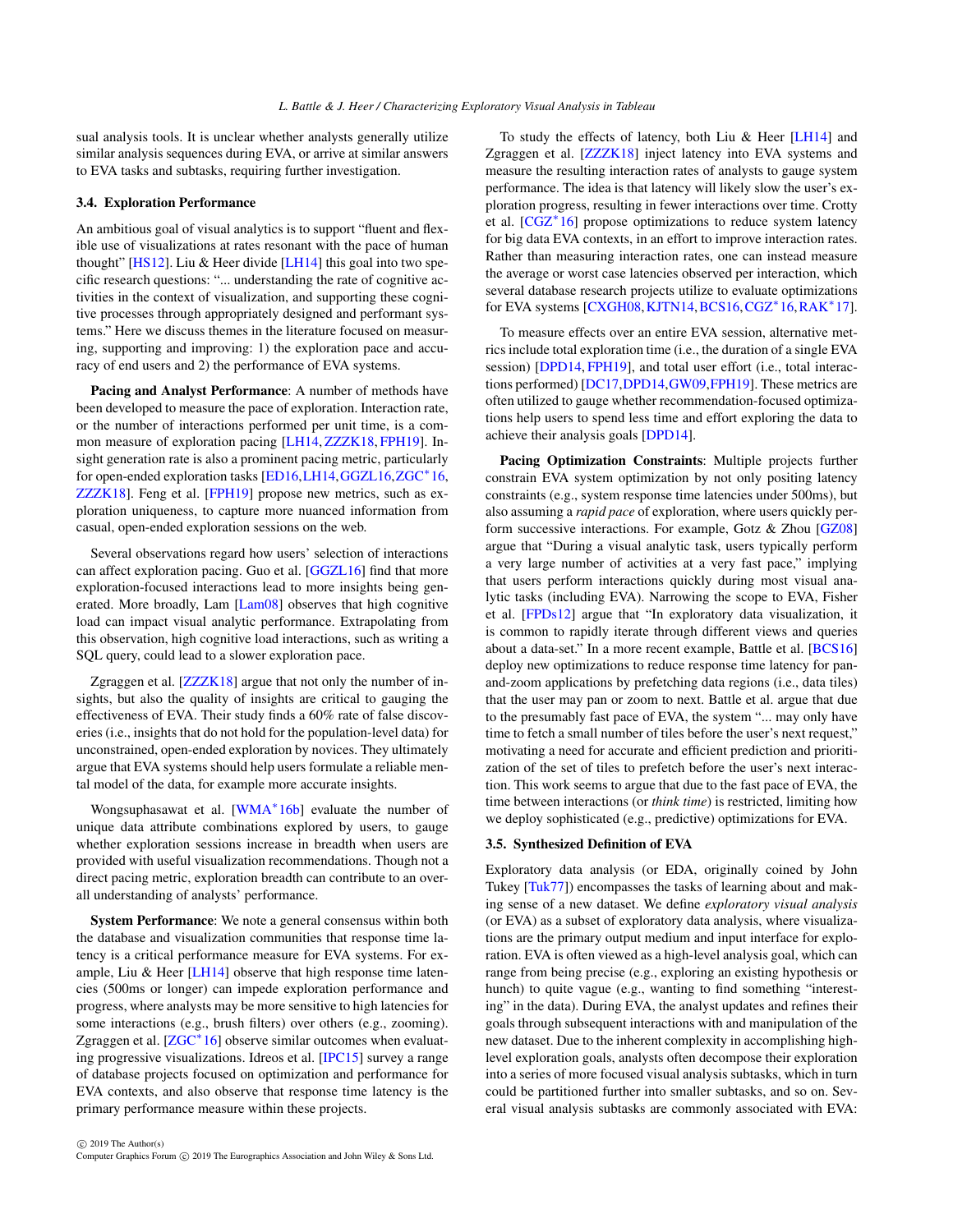sual analysis tools. It is unclear whether analysts generally utilize similar analysis sequences during EVA, or arrive at similar answers to EVA tasks and subtasks, requiring further investigation.

### 3.4. Exploration Performance

An ambitious goal of visual analytics is to support "fluent and flexible use of visualizations at rates resonant with the pace of human thought" [HS12]. Liu & Heer divide [LH14] this goal into two specific research questions: "... understanding the rate of cognitive activities in the context of visualization, and supporting these cognitive processes through appropriately designed and performant systems." Here we discuss themes in the literature focused on measuring, supporting and improving: 1) the exploration pace and accuracy of end users and 2) the performance of EVA systems.

**Pacing and Analyst Performance**: A number of methods have been developed to measure the pace of exploration. Interaction rate, or the number of interactions performed per unit time, is a common measure of exploration pacing [LH14, ZZZK18, FPH19]. Insight generation rate is also a prominent pacing metric, particularly for open-ended exploration tasks [ED16, LH14, GGZL16, ZGC*16, ZZZK18]. Feng et al. [FPH19] propose new metrics, such as exploration uniqueness, to capture more nuanced information from casual, open-ended exploration sessions on the web.

Several observations regard how users' selection of interactions can affect exploration pacing. Guo et al. [GGZL16] find that more exploration-focused interactions lead to more insights being generated. More broadly, Lam [Lam08] observes that high cognitive load can impact visual analytic performance. Extrapolating from this observation, high cognitive load interactions, such as writing a SQL query, could lead to a slower exploration pace.

Zgraggen et al. [ZZZK18] argue that not only the number of insights, but also the quality of insights are critical to gauging the effectiveness of EVA. Their study finds a 60% rate of false discoveries (i.e., insights that do not hold for the population-level data) for unconstrained, open-ended exploration by novices. They ultimately argue that EVA systems should help users formulate a reliable mental model of the data, for example more accurate insights.

Wongsuphasawat et al. [WMA*16b] evaluate the number of unique data attribute combinations explored by users, to gauge whether exploration sessions increase in breadth when users are provided with useful visualization recommendations. Though not a direct pacing metric, exploration breadth can contribute to an overall understanding of analysts' performance.

**System Performance**: We note a general consensus within both the database and visualization communities that response time latency is a critical performance measure for EVA systems. For example, Liu & Heer [LH14] observe that high response time latencies (500ms or longer) can impede exploration performance and progress, where analysts may be more sensitive to high latencies for some interactions (e.g., brush filters) over others (e.g., zooming). Zgraggen et al. [ZGC*16] observe similar outcomes when evaluating progressive visualizations. Idreos et al. [IPC15] survey a range of database projects focused on optimization and performance for EVA contexts, and also observe that response time latency is the primary performance measure within these projects.

To study the effects of latency, both Liu & Heer [LH14] and Zgraggen et al. [ZZZK18] inject latency into EVA systems and measure the resulting interaction rates of analysts to gauge system performance. The idea is that latency will likely slow the user's exploration progress, resulting in fewer interactions over time. Crotty et al. [CGZ*16] propose optimizations to reduce system latency for big data EVA contexts, in an effort to improve interaction rates. Rather than measuring interaction rates, one can instead measure the average or worst case latencies observed per interaction, which several database research projects utilize to evaluate optimizations for EVA systems [CXGH08, KJTN14, BCS16, CGZ*16, RAK*17].

To measure effects over an entire EVA session, alternative metrics include total exploration time (i.e., the duration of a single EVA session) [DPD14, FPH19], and total user effort (i.e., total interactions performed) [DC17, DPD14, GW09, FPH19]. These metrics are often utilized to gauge whether recommendation-focused optimizations help users to spend less time and effort exploring the data to achieve their analysis goals [DPD14].

**Pacing Optimization Constraints**: Multiple projects further constrain EVA system optimization by not only positing latency constraints (e.g., system response time latencies under 500ms), but also assuming a *rapid pace* of exploration, where users quickly perform successive interactions. For example, Gotz & Zhou [GZ08] argue that "During a visual analytic task, users typically perform a very large number of activities at a very fast pace," implying that users perform interactions quickly during most visual analytic tasks (including EVA). Narrowing the scope to EVA, Fisher et al. [FPDs12] argue that "In exploratory data visualization, it is common to rapidly iterate through different views and queries about a data-set." In a more recent example, Battle et al. [BCS16] deploy new optimizations to reduce response time latency for pan-and-zoom applications by prefetching data regions (i.e., data tiles) that the user may pan or zoom to next. Battle et al. argue that due to the presumably fast pace of EVA, the system "... may only have time to fetch a small number of tiles before the user's next request," motivating a need for accurate and efficient prediction and prioritization of the set of tiles to prefetch before the user's next interaction. This work seems to argue that due to the fast pace of EVA, the time between interactions (or *think time*) is restricted, limiting how we deploy sophisticated (e.g., predictive) optimizations for EVA.

### 3.5. Synthesized Definition of EVA

Exploratory data analysis (or EDA, originally coined by John Tukey [Tuk77]) encompasses the tasks of learning about and making sense of a new dataset. We define *exploratory visual analysis* (or EVA) as a subset of exploratory data analysis, where visualizations are the primary output medium and input interface for exploration. EVA is often viewed as a high-level analysis goal, which can range from being precise (e.g., exploring an existing hypothesis or hunch) to quite vague (e.g., wanting to find something "interesting" in the data). During EVA, the analyst updates and refines their goals through subsequent interactions with and manipulation of the new dataset. Due to the inherent complexity in accomplishing high-level exploration goals, analysts often decompose their exploration into a series of more focused visual analysis subtasks, which in turn could be partitioned further into smaller subtasks, and so on. Several visual analysis subtasks are commonly associated with EVA: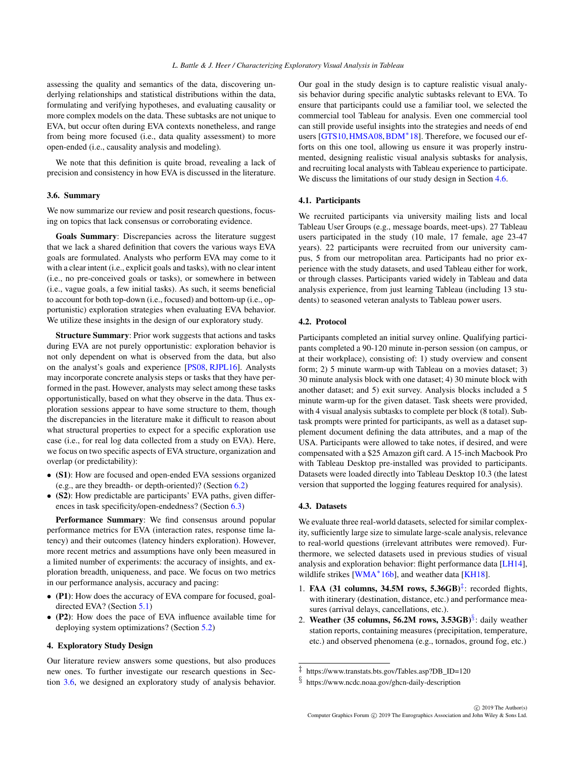assessing the quality and semantics of the data, discovering underlying relationships and statistical distributions within the data, formulating and verifying hypotheses, and evaluating causality or more complex models on the data. These subtasks are not unique to EVA, but occur often during EVA contexts nonetheless, and range from being more focused (i.e., data quality assessment) to more open-ended (i.e., causality analysis and modeling).

We note that this definition is quite broad, revealing a lack of precision and consistency in how EVA is discussed in the literature.

### 3.6. Summary

We now summarize our review and posit research questions, focusing on topics that lack consensus or corroborating evidence.

**Goals Summary**: Discrepancies across the literature suggest that we lack a shared definition that covers the various ways EVA goals are formulated. Analysts who perform EVA may come to it with a clear intent (i.e., explicit goals and tasks), with no clear intent (i.e., no pre-conceived goals or tasks), or somewhere in between (i.e., vague goals, a few initial tasks). As such, it seems beneficial to account for both top-down (i.e., focused) and bottom-up (i.e., opportunistic) exploration strategies when evaluating EVA behavior. We utilize these insights in the design of our exploratory study.

**Structure Summary**: Prior work suggests that actions and tasks during EVA are not purely opportunistic: exploration behavior is not only dependent on what is observed from the data, but also on the analyst's goals and experience [PS08, RJPL16]. Analysts may incorporate concrete analysis steps or tasks that they have performed in the past. However, analysts may select among these tasks opportunistically, based on what they observe in the data. Thus exploration sessions appear to have some structure to them, though the discrepancies in the literature make it difficult to reason about what structural properties to expect for a specific exploration use case (i.e., for real log data collected from a study on EVA). Here, we focus on two specific aspects of EVA structure, organization and overlap (or predictability):

- **(S1)**: How are focused and open-ended EVA sessions organized (e.g., are they breadth- or depth-oriented)? (Section 6.2)
- **(S2)**: How predictable are participants' EVA paths, given differences in task specificity/open-endedness? (Section 6.3)

**Performance Summary**: We find consensus around popular performance metrics for EVA (interaction rates, response time latency) and their outcomes (latency hinders exploration). However, more recent metrics and assumptions have only been measured in a limited number of experiments: the accuracy of insights, and exploration breadth, uniqueness, and pace. We focus on two metrics in our performance analysis, accuracy and pacing:

- **(P1)**: How does the accuracy of EVA compare for focused, goal-directed EVA? (Section 5.1)
- **(P2)**: How does the pace of EVA influence available time for deploying system optimizations? (Section 5.2)

## 4. Exploratory Study Design

Our literature review answers some questions, but also produces new ones. To further investigate our research questions in Section 3.6, we designed an exploratory study of analysis behavior. Our goal in the study design is to capture realistic visual analysis behavior during specific analytic subtasks relevant to EVA. To ensure that participants could use a familiar tool, we selected the commercial tool Tableau for analysis. Even one commercial tool can still provide useful insights into the strategies and needs of end users [GTS10, HMSA08, BDM*18]. Therefore, we focused our efforts on this one tool, allowing us ensure it was properly instrumented, designing realistic visual analysis subtasks for analysis, and recruiting local analysts with Tableau experience to participate. We discuss the limitations of our study design in Section 4.6.

### 4.1. Participants

We recruited participants via university mailing lists and local Tableau User Groups (e.g., message boards, meet-ups). 27 Tableau users participated in the study (10 male, 17 female, age 23-47 years). 22 participants were recruited from our university campus, 5 from our metropolitan area. Participants had no prior experience with the study datasets, and used Tableau either for work, or through classes. Participants varied widely in Tableau and data analysis experience, from just learning Tableau (including 13 students) to seasoned veteran analysts to Tableau power users.

### 4.2. Protocol

Participants completed an initial survey online. Qualifying participants completed a 90-120 minute in-person session (on campus, or at their workplace), consisting of: 1) study overview and consent form; 2) 5 minute warm-up with Tableau on a movies dataset; 3) 30 minute analysis block with one dataset; 4) 30 minute block with another dataset; and 5) exit survey. Analysis blocks included a 5 minute warm-up for the given dataset. Task sheets were provided, with 4 visual analysis subtasks to complete per block (8 total). Subtask prompts were printed for participants, as well as a dataset supplement document defining the data attributes, and a map of the USA. Participants were allowed to take notes, if desired, and were compensated with a $25 Amazon gift card. A 15-inch Macbook Pro with Tableau Desktop pre-installed was provided to participants. Datasets were loaded directly into Tableau Desktop 10.3 (the latest version that supported the logging features required for analysis).

### 4.3. Datasets

We evaluate three real-world datasets, selected for similar complexity, sufficiently large size to simulate large-scale analysis, relevance to real-world questions (irrelevant attributes were removed). Furthermore, we selected datasets used in previous studies of visual analysis and exploration behavior: flight performance data [LH14], wildlife strikes [WMA*16b], and weather data [KH18].

1. **FAA (31 columns, 34.5M rows, 5.36GB)**[‡]: recorded flights, with itinerary (destination, distance, etc.) and performance measures (arrival delays, cancellations, etc.).
2. **Weather (35 columns, 56.2M rows, 3.53GB)**[§]: daily weather station reports, containing measures (precipitation, temperature, etc.) and observed phenomena (e.g., tornados, ground fog, etc.)

[‡] https://www.transtats.bts.gov/Tables.asp?DB_ID=120

[§] https://www.ncdc.noaa.gov/ghcn-daily-description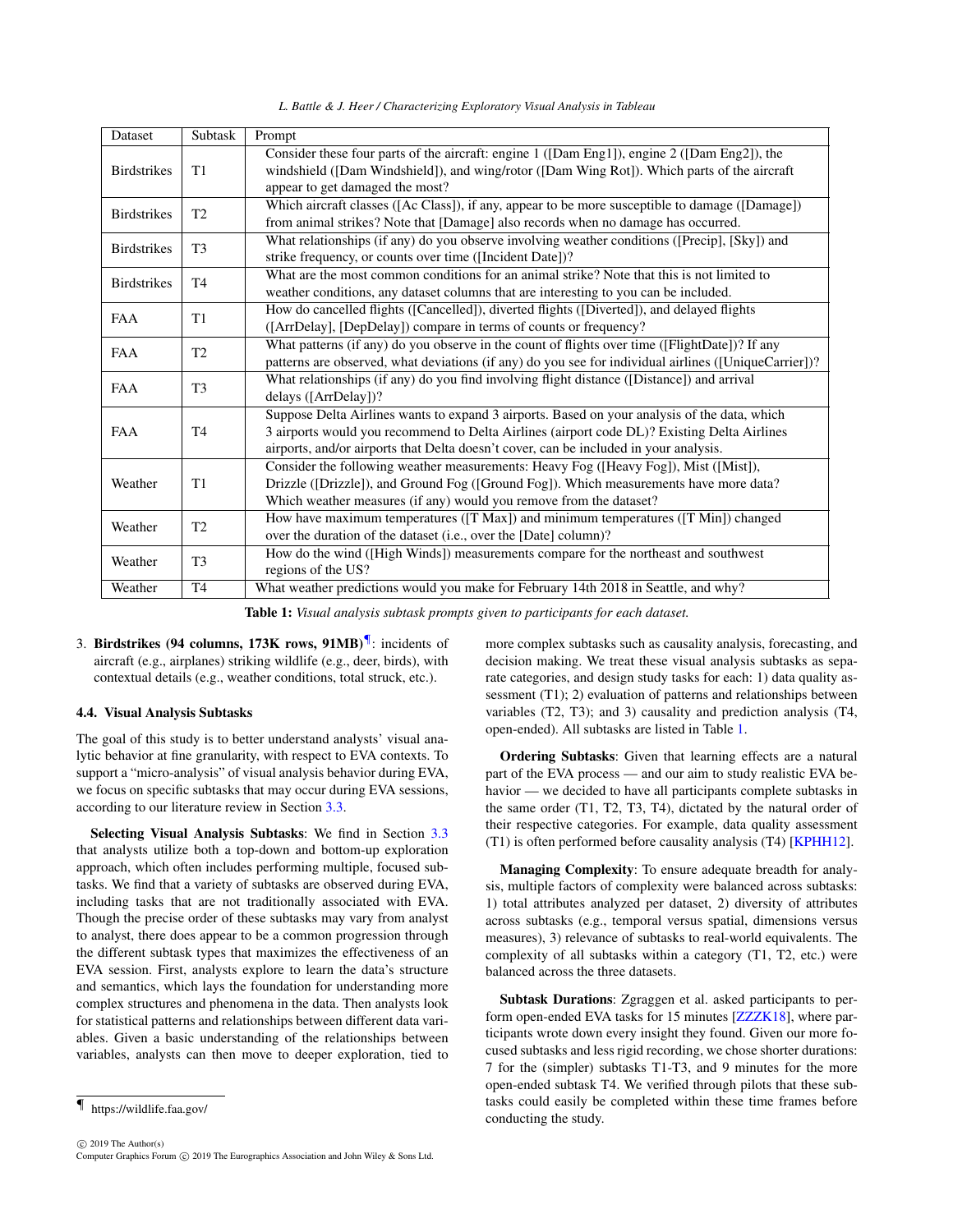| Dataset | Subtask | Prompt |
|---|---|---|
| Birdstrikes | T1 | Consider these four parts of the aircraft: engine 1 ([Dam Eng1]), engine 2 ([Dam Eng2]), the windshield ([Dam Windshield]), and wing/rotor ([Dam Wing Rot]). Which parts of the aircraft appear to get damaged the most? |
| Birdstrikes | T2 | Which aircraft classes ([Ac Class]), if any, appear to be more susceptible to damage ([Damage]) from animal strikes? Note that [Damage] also records when no damage has occurred. |
| Birdstrikes | T3 | What relationships (if any) do you observe involving weather conditions ([Precip], [Sky]) and strike frequency, or counts over time ([Incident Date])? |
| Birdstrikes | T4 | What are the most common conditions for an animal strike? Note that this is not limited to weather conditions, any dataset columns that are interesting to you can be included. |
| FAA | T1 | How do cancelled flights ([Cancelled]), diverted flights ([Diverted]), and delayed flights ([ArrDelay], [DepDelay]) compare in terms of counts or frequency? |
| FAA | T2 | What patterns (if any) do you observe in the count of flights over time ([FlightDate])? If any patterns are observed, what deviations (if any) do you see for individual airlines ([UniqueCarrier])? |
| FAA | T3 | What relationships (if any) do you find involving flight distance ([Distance]) and arrival delays ([ArrDelay])? |
| FAA | T4 | Suppose Delta Airlines wants to expand 3 airports. Based on your analysis of the data, which 3 airports would you recommend to Delta Airlines (airport code DL)? Existing Delta Airlines airports, and/or airports that Delta doesn't cover, can be included in your analysis. |
| Weather | T1 | Consider the following weather measurements: Heavy Fog ([Heavy Fog]), Mist ([Mist]), Drizzle ([Drizzle]), and Ground Fog ([Ground Fog]). Which measurements have more data? Which weather measures (if any) would you remove from the dataset? |
| Weather | T2 | How have maximum temperatures ([T Max]) and minimum temperatures ([T Min]) changed over the duration of the dataset (i.e., over the [Date] column)? |
| Weather | T3 | How do the wind ([High Winds]) measurements compare for the northeast and southwest regions of the US? |
| Weather | T4 | What weather predictions would you make for February 14th 2018 in Seattle, and why? |

**Table 1:** *Visual analysis subtask prompts given to participants for each dataset.*

3. **Birdstrikes (94 columns, 173K rows, 91MB)**[¶]: incidents of aircraft (e.g., airplanes) striking wildlife (e.g., deer, birds), with contextual details (e.g., weather conditions, total struck, etc.).

### 4.4. Visual Analysis Subtasks

The goal of this study is to better understand analysts' visual analytic behavior at fine granularity, with respect to EVA contexts. To support a "micro-analysis" of visual analysis behavior during EVA, we focus on specific subtasks that may occur during EVA sessions, according to our literature review in Section 3.3.

**Selecting Visual Analysis Subtasks**: We find in Section 3.3 that analysts utilize both a top-down and bottom-up exploration approach, which often includes performing multiple, focused subtasks. We find that a variety of subtasks are observed during EVA, including tasks that are not traditionally associated with EVA. Though the precise order of these subtasks may vary from analyst to analyst, there does appear to be a common progression through the different subtask types that maximizes the effectiveness of an EVA session. First, analysts explore to learn the data's structure and semantics, which lays the foundation for understanding more complex structures and phenomena in the data. Then analysts look for statistical patterns and relationships between different data variables. Given a basic understanding of the relationships between variables, analysts can then move to deeper exploration, tied to more complex subtasks such as causality analysis, forecasting, and decision making. We treat these visual analysis subtasks as separate categories, and design study tasks for each: 1) data quality assessment (T1); 2) evaluation of patterns and relationships between variables (T2, T3); and 3) causality and prediction analysis (T4, open-ended). All subtasks are listed in Table 1.

**Ordering Subtasks**: Given that learning effects are a natural part of the EVA process — and our aim to study realistic EVA behavior — we decided to have all participants complete subtasks in the same order (T1, T2, T3, T4), dictated by the natural order of their respective categories. For example, data quality assessment (T1) is often performed before causality analysis (T4) [KPHH12].

**Managing Complexity**: To ensure adequate breadth for analysis, multiple factors of complexity were balanced across subtasks: 1) total attributes analyzed per dataset, 2) diversity of attributes across subtasks (e.g., temporal versus spatial, dimensions versus measures), 3) relevance of subtasks to real-world equivalents. The complexity of all subtasks within a category (T1, T2, etc.) were balanced across the three datasets.

**Subtask Durations**: Zgraggen et al. asked participants to perform open-ended EVA tasks for 15 minutes [ZZZK18], where participants wrote down every insight they found. Given our more focused subtasks and less rigid recording, we chose shorter durations: 7 for the (simpler) subtasks T1-T3, and 9 minutes for the more open-ended subtask T4. We verified through pilots that these subtasks could easily be completed within these time frames before conducting the study.

[¶] https://wildlife.faa.gov/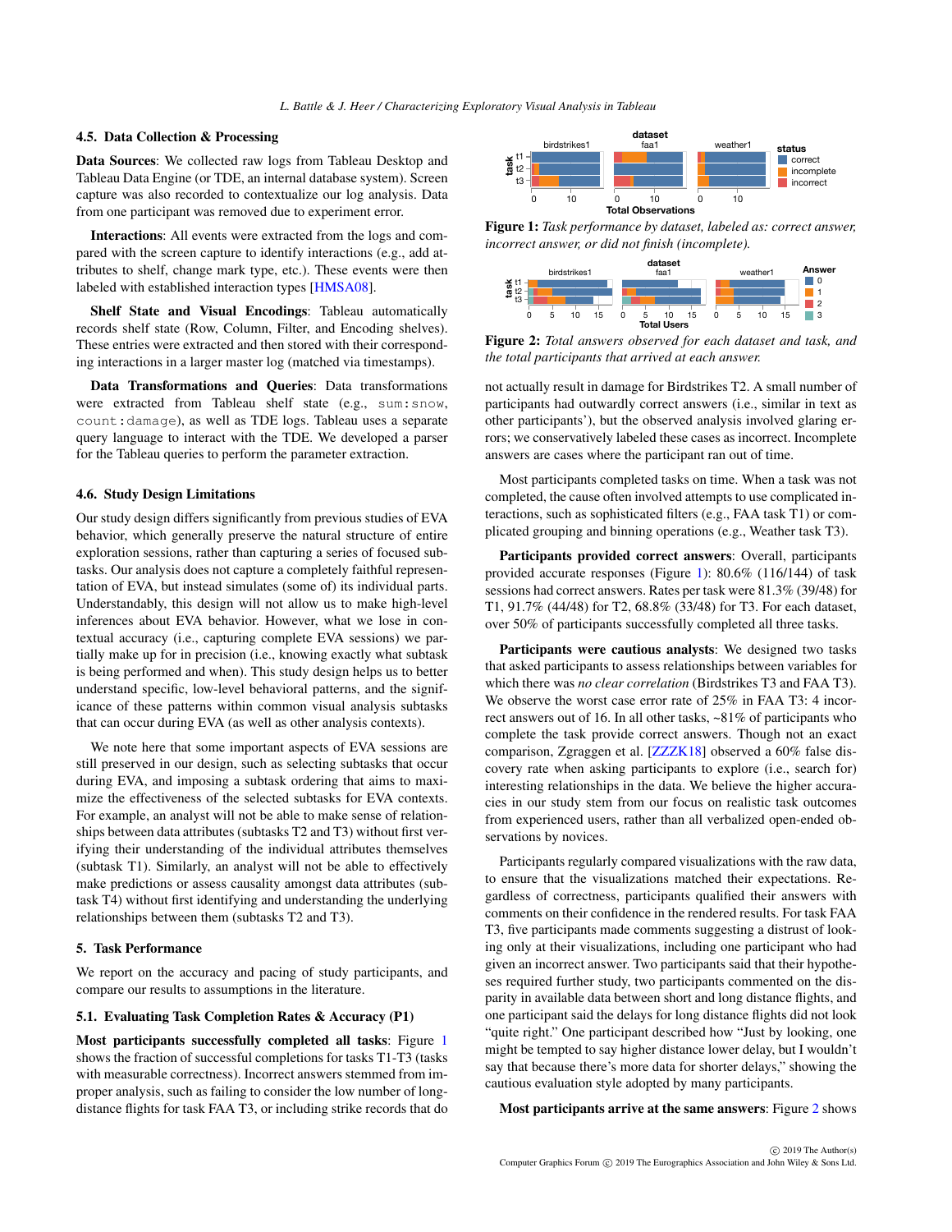### 4.5. Data Collection & Processing

**Data Sources**: We collected raw logs from Tableau Desktop and Tableau Data Engine (or TDE, an internal database system). Screen capture was also recorded to contextualize our log analysis. Data from one participant was removed due to experiment error.

**Interactions**: All events were extracted from the logs and compared with the screen capture to identify interactions (e.g., add attributes to shelf, change mark type, etc.). These events were then labeled with established interaction types [HMSA08].

**Shelf State and Visual Encodings**: Tableau automatically records shelf state (Row, Column, Filter, and Encoding shelves). These entries were extracted and then stored with their corresponding interactions in a larger master log (matched via timestamps).

**Data Transformations and Queries**: Data transformations were extracted from Tableau shelf state (e.g., `sum:snow`, `count:damage`), as well as TDE logs. Tableau uses a separate query language to interact with the TDE. We developed a parser for the Tableau queries to perform the parameter extraction.

### 4.6. Study Design Limitations

Our study design differs significantly from previous studies of EVA behavior, which generally preserve the natural structure of entire exploration sessions, rather than capturing a series of focused subtasks. Our analysis does not capture a completely faithful representation of EVA, but instead simulates (some of) its individual parts. Understandably, this design will not allow us to make high-level inferences about EVA behavior. However, what we lose in contextual accuracy (i.e., capturing complete EVA sessions) we partially make up for in precision (i.e., knowing exactly what subtask is being performed and when). This study design helps us to better understand specific, low-level behavioral patterns, and the significance of these patterns within common visual analysis subtasks that can occur during EVA (as well as other analysis contexts).

We note here that some important aspects of EVA sessions are still preserved in our design, such as selecting subtasks that occur during EVA, and imposing a subtask ordering that aims to maximize the effectiveness of the selected subtasks for EVA contexts. For example, an analyst will not be able to make sense of relationships between data attributes (subtasks T2 and T3) without first verifying their understanding of the individual attributes themselves (subtask T1). Similarly, an analyst will not be able to effectively make predictions or assess causality amongst data attributes (subtask T4) without first identifying and understanding the underlying relationships between them (subtasks T2 and T3).

## 5. Task Performance

We report on the accuracy and pacing of study participants, and compare our results to assumptions in the literature.

### 5.1. Evaluating Task Completion Rates & Accuracy (P1)

**Most participants successfully completed all tasks**: Figure 1 shows the fraction of successful completions for tasks T1-T3 (tasks with measurable correctness). Incorrect answers stemmed from improper analysis, such as failing to consider the low number of long-distance flights for task FAA T3, or including strike records that do not actually result in damage for Birdstrikes T2. A small number of participants had outwardly correct answers (i.e., similar in text as other participants'), but the observed analysis involved glaring errors; we conservatively labeled these cases as incorrect. Incomplete answers are cases where the participant ran out of time.

**Figure 1:** *Task performance by dataset, labeled as: correct answer, incorrect answer, or did not finish (incomplete).*

**Figure 2:** *Total answers observed for each dataset and task, and the total participants that arrived at each answer.*

Most participants completed tasks on time. When a task was not completed, the cause often involved attempts to use complicated interactions, such as sophisticated filters (e.g., FAA task T1) or complicated grouping and binning operations (e.g., Weather task T3).

**Participants provided correct answers**: Overall, participants provided accurate responses (Figure 1): 80.6% (116/144) of task sessions had correct answers. Rates per task were 81.3% (39/48) for T1, 91.7% (44/48) for T2, 68.8% (33/48) for T3. For each dataset, over 50% of participants successfully completed all three tasks.

**Participants were cautious analysts**: We designed two tasks that asked participants to assess relationships between variables for which there was *no clear correlation* (Birdstrikes T3 and FAA T3). We observe the worst case error rate of 25% in FAA T3: 4 incorrect answers out of 16. In all other tasks, ~81% of participants who complete the task provide correct answers. Though not an exact comparison, Zgraggen et al. [ZZZK18] observed a 60% false discovery rate when asking participants to explore (i.e., search for) interesting relationships in the data. We believe the higher accuracies in our study stem from our focus on realistic task outcomes from experienced users, rather than all verbalized open-ended observations by novices.

Participants regularly compared visualizations with the raw data, to ensure that the visualizations matched their expectations. Regardless of correctness, participants qualified their answers with comments on their confidence in the rendered results. For task FAA T3, five participants made comments suggesting a distrust of looking only at their visualizations, including one participant who had given an incorrect answer. Two participants said that their hypotheses required further study, two participants commented on the disparity in available data between short and long distance flights, and one participant said the delays for long distance flights did not look "quite right." One participant described how "Just by looking, one might be tempted to say higher distance lower delay, but I wouldn't say that because there's more data for shorter delays," showing the cautious evaluation style adopted by many participants.

**Most participants arrive at the same answers**: Figure 2 shows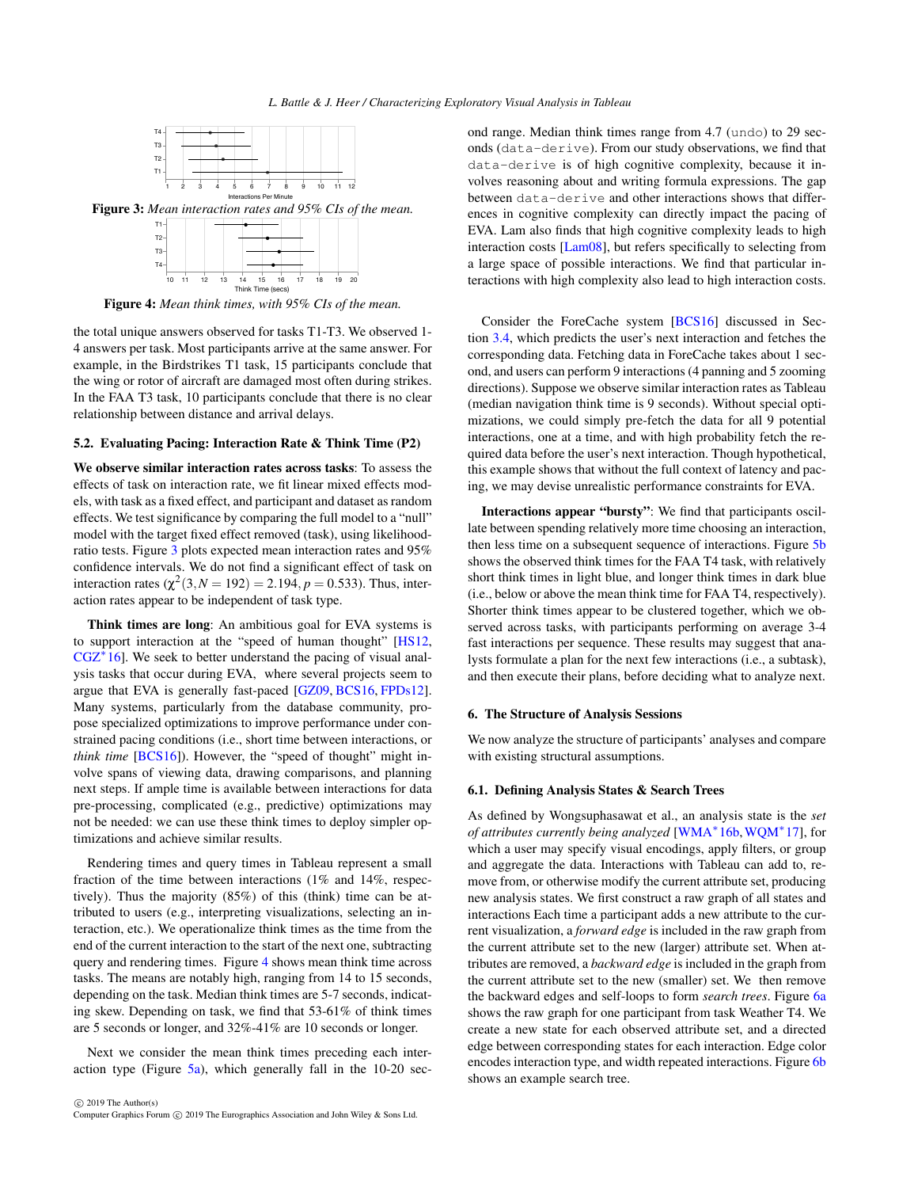**Figure 3:** *Mean interaction rates and 95% CIs of the mean.*

**Figure 4:** *Mean think times, with 95% CIs of the mean.*

the total unique answers observed for tasks T1-T3. We observed 1-4 answers per task. Most participants arrive at the same answer. For example, in the Birdstrikes T1 task, 15 participants conclude that the wing or rotor of aircraft are damaged most often during strikes. In the FAA T3 task, 10 participants conclude that there is no clear relationship between distance and arrival delays.

### 5.2. Evaluating Pacing: Interaction Rate & Think Time (P2)

**We observe similar interaction rates across tasks**: To assess the effects of task on interaction rate, we fit linear mixed effects models, with task as a fixed effect, and participant and dataset as random effects. We test significance by comparing the full model to a "null" model with the target fixed effect removed (task), using likelihood-ratio tests. Figure 3 plots expected mean interaction rates and 95% confidence intervals. We do not find a significant effect of task on interaction rates ($\chi^2(3, N = 192) = 2.194, p = 0.533$). Thus, interaction rates appear to be independent of task type.

**Think times are long**: An ambitious goal for EVA systems is to support interaction at the "speed of human thought" [HS12, CGZ*16]. We seek to better understand the pacing of visual analysis tasks that occur during EVA, where several projects seem to argue that EVA is generally fast-paced [GZ09, BCS16, FPDs12]. Many systems, particularly from the database community, propose specialized optimizations to improve performance under constrained pacing conditions (i.e., short time between interactions, or *think time* [BCS16]). However, the "speed of thought" might involve spans of viewing data, drawing comparisons, and planning next steps. If ample time is available between interactions for data pre-processing, complicated (e.g., predictive) optimizations may not be needed: we can use these think times to deploy simpler optimizations and achieve similar results.

Rendering times and query times in Tableau represent a small fraction of the time between interactions (1% and 14%, respectively). Thus the majority (85%) of this (think) time can be attributed to users (e.g., interpreting visualizations, selecting an interaction, etc.). We operationalize think times as the time from the end of the current interaction to the start of the next one, subtracting query and rendering times. Figure 4 shows mean think times across tasks. The means are notably high, ranging from 14 to 15 seconds, depending on the task. Median think times are 5-7 seconds, indicating skew. Depending on task, we find that 53-61% of think times are 5 seconds or longer, and 32%-41% are 10 seconds or longer.

Next we consider the mean think times preceding each interaction type (Figure 5a), which generally fall in the 10-20 second range. Median think times range from 4.7 (`undo`) to 29 seconds (`data-derive`). From our study observations, we find that `data-derive` is of high cognitive complexity, because it involves reasoning about and writing formula expressions. The gap between `data-derive` and other interactions shows that differences in cognitive complexity can directly impact the pacing of EVA. Lam also finds that high cognitive complexity leads to high interaction costs [Lam08], but refers specifically to selecting from a large space of possible interactions. We find that particular interactions with high complexity also lead to high interaction costs.

Consider the ForeCache system [BCS16] discussed in Section 3.4, which predicts the user's next interaction and fetches the corresponding data. Fetching data in ForeCache takes about 1 second, and users can perform 9 interactions (4 panning and 5 zooming directions). Suppose we observe similar interaction rates as Tableau (median navigation think time is 9 seconds). Without special optimizations, we could simply pre-fetch the data for all 9 potential interactions, one at a time, and with high probability fetch the required data before the user's next interaction. Though hypothetical, this example shows that without the full context of latency and pacing, we may devise unrealistic performance constraints for EVA.

**Interactions appear "bursty"**: We find that participants oscillate between spending relatively more time choosing an interaction, then less time on a subsequent sequence of interactions. Figure 5b shows the observed think times for the FAA T4 task, with relatively short think times in light blue, and longer think times in dark blue (i.e., below or above the mean think time for FAA T4, respectively). Shorter think times appear to be clustered together, which we observed across tasks, with participants performing on average 3-4 fast interactions per sequence. These results may suggest that analysts formulate a plan for the next few interactions (i.e., a subtask), and then execute their plans, before deciding what to analyze next.

## 6. The Structure of Analysis Sessions

We now analyze the structure of participants' analyses and compare with existing structural assumptions.

### 6.1. Defining Analysis States & Search Trees

As defined by Wongsuphasawat et al., an analysis state is the *set of attributes currently being analyzed* [WMA*16b, WQM*17], for which a user may specify visual encodings, apply filters, or group and aggregate the data. Interactions with Tableau can add to, remove from, or otherwise modify the current attribute set, producing new analysis states. We first construct a raw graph of all states and interactions Each time a participant adds a new attribute to the current visualization, a *forward edge* is included in the raw graph from the current attribute set to the new (larger) attribute set. When attributes are removed, a *backward edge* is included in the graph from the current attribute set to the new (smaller) set. We then remove the backward edges and self-loops to form *search trees*. Figure 6a shows the raw graph for one participant from task Weather T4. We create a new state for each observed attribute set, and a directed edge between corresponding states for each interaction. Edge color encodes interaction type, and width repeated interactions. Figure 6b shows an example search tree.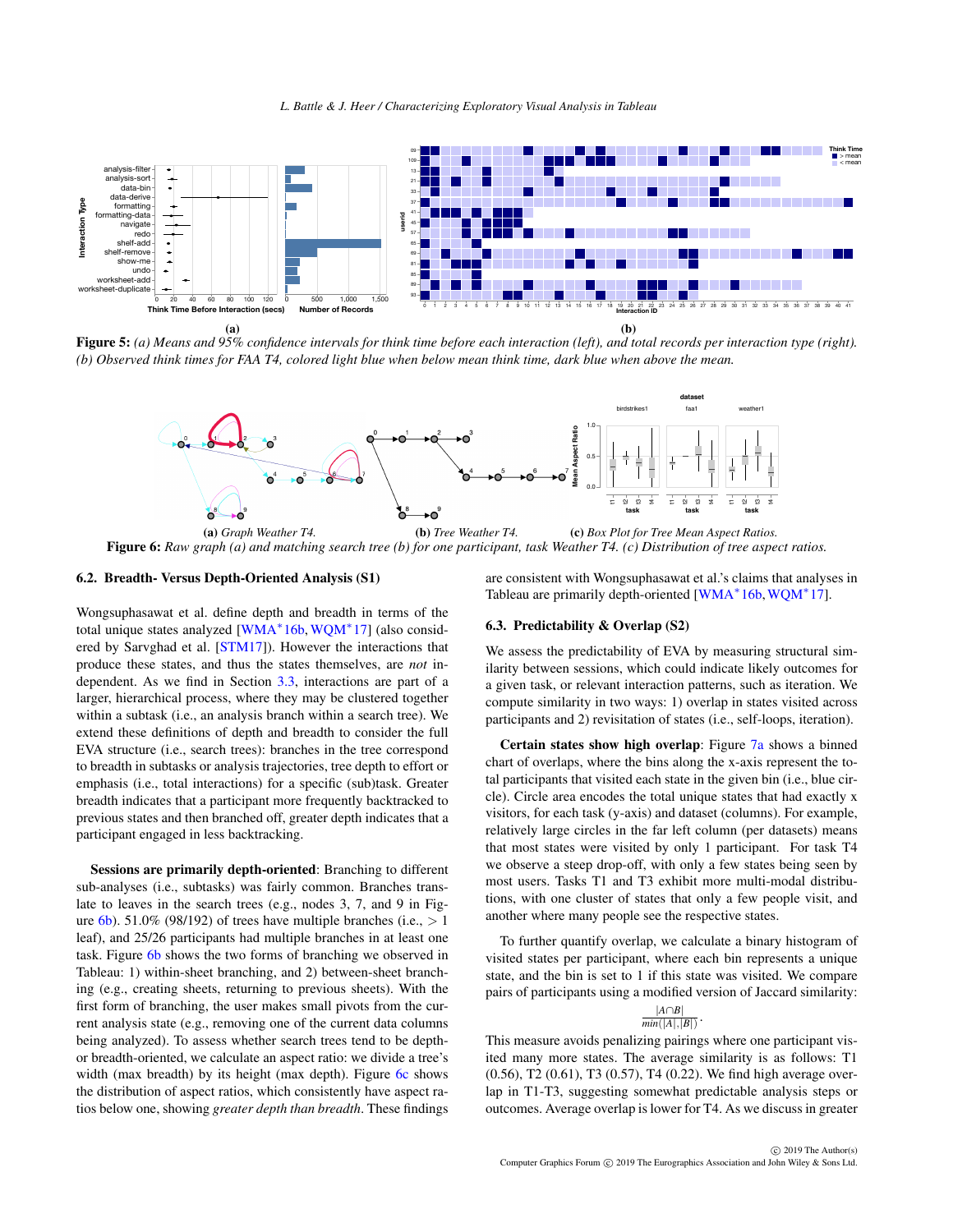**Figure 5:** *(a) Means and 95% confidence intervals for think time before each interaction (left), and total records per interaction type (right). (b) Observed think times for FAA T4, colored light blue when below mean think time, dark blue when above the mean.*

**(a)** *Graph Weather T4.* **(b)** *Tree Weather T4.* **(c)** *Box Plot for Tree Mean Aspect Ratios.*

**Figure 6:** *Raw graph (a) and matching search tree (b) for one participant, task Weather T4. (c) Distribution of tree aspect ratios.*

### 6.2. Breadth- Versus Depth-Oriented Analysis (S1)

Wongsuphasawat et al. define depth and breadth in terms of the total unique states analyzed [WMA*16b, WQM*17] (also considered by Sarvghad et al. [STM17]). However the interactions that produce these states, and thus the states themselves, are *not* independent. As we find in Section 3.3, interactions are part of a larger, hierarchical process, where they may be clustered together within a subtask (i.e., an analysis branch within a search tree). We extend these definitions of depth and breadth to consider the full EVA structure (i.e., search trees): branches in the tree correspond to breadth in subtasks or analysis trajectories, tree depth to effort or emphasis (i.e., total interactions) for a specific (sub)task. Greater breadth indicates that a participant more frequently backtracked to previous states and then branched off, greater depth indicates that a participant engaged in less backtracking.

**Sessions are primarily depth-oriented**: Branching to different sub-analyses (i.e., subtasks) was fairly common. Branches translate to leaves in the search trees (e.g., nodes 3, 7, and 9 in Figure 6b). 51.0% (98/192) of trees have multiple branches (i.e., > 1 leaf), and 25/26 participants had multiple branches in at least one task. Figure 6b shows the two forms of branching we observed in Tableau: 1) within-sheet branching, and 2) between-sheet branching (e.g., creating sheets, returning to previous sheets). With the first form of branching, the user makes small pivots from the current analysis state (e.g., removing one of the current data columns being analyzed). To assess whether search trees tend to be depth- or breadth-oriented, we calculate an aspect ratio: we divide a tree's width (max breadth) by its height (max depth). Figure 6c shows the distribution of aspect ratios, which consistently have aspect ratios below one, showing *greater depth than breadth*. These findings are consistent with Wongsuphasawat et al.'s claims that analyses in Tableau are primarily depth-oriented [WMA*16b, WQM*17].

### 6.3. Predictability & Overlap (S2)

We assess the predictability of EVA by measuring structural similarity between sessions, which could indicate likely outcomes for a given task, or relevant interaction patterns, such as iteration. We compute similarity in two ways: 1) overlap in states visited across participants and 2) revisitation of states (i.e., self-loops, iteration).

**Certain states show high overlap**: Figure 7a shows a binned chart of overlaps, where the bins along the x-axis represent the total participants that visited each state in the given bin (i.e., blue circle). Circle area encodes the total unique states that had exactly x visitors, for each task (y-axis) and dataset (columns). For example, relatively large circles in the far left column (per datasets) means that most states were visited by only 1 participant. For task T4 we observe a steep drop-off, with only a few states being seen by most users. Tasks T1 and T3 exhibit more multi-modal distributions, with one cluster of states that only a few people visit, and another where many people see the respective states.

To further quantify overlap, we calculate a binary histogram of visited states per participant, where each bin represents a unique state, and the bin is set to 1 if this state was visited. We compare pairs of participants using a modified version of Jaccard similarity:

$$\frac{|A \cap B|}{min(|A|,|B|)}.$$

This measure avoids penalizing pairings where one participant visited many more states. The average similarity is as follows: T1 (0.56), T2 (0.61), T3 (0.57), T4 (0.22). We find high average overlap in T1-T3, suggesting somewhat predictable analysis steps or outcomes. Average overlap is lower for T4. As we discuss in greater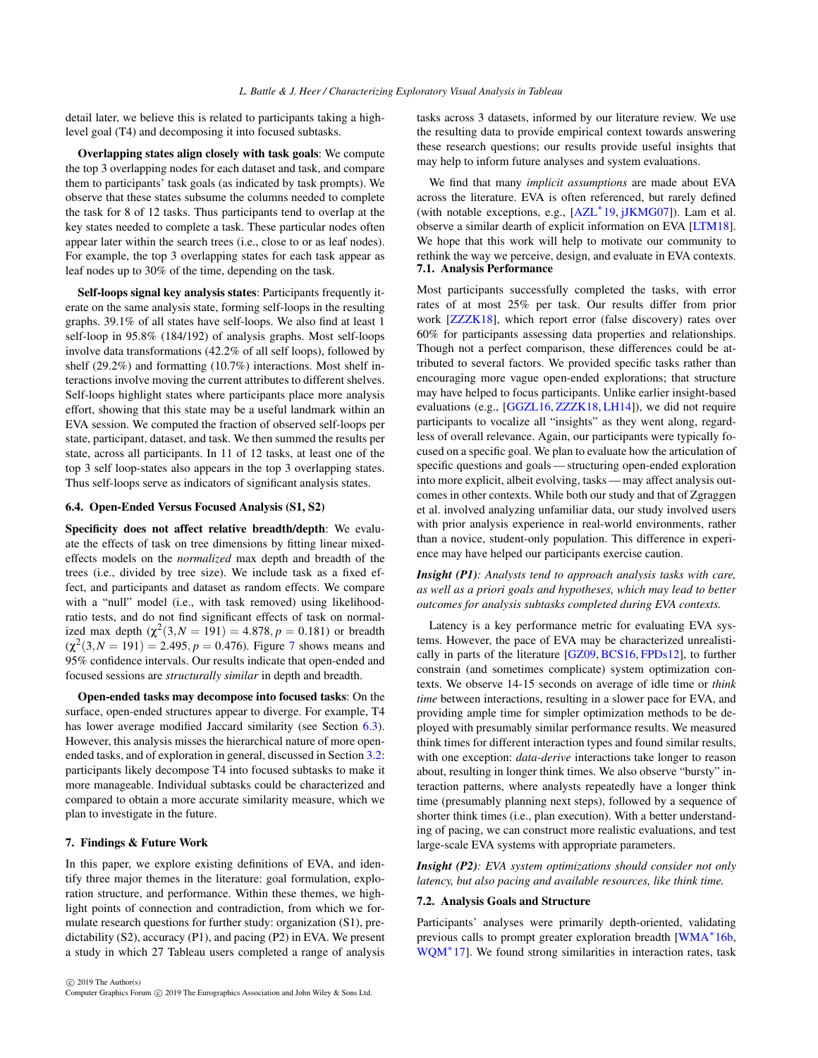detail later, we believe this is related to participants taking a high-level goal (T4) and decomposing it into focused subtasks.

**Overlapping states align closely with task goals**: We compute the top 3 overlapping nodes for each dataset and task, and compare them to participants' task goals (as indicated by task prompts). We observe that these states subsume the columns needed to complete the task for 8 of 12 tasks. Thus participants tend to overlap at the key states needed to complete a task. These particular nodes often appear later within the search trees (i.e., close to or as leaf nodes). For example, the top 3 overlapping states for each task appear as leaf nodes up to 30% of the time, depending on the task.

**Self-loops signal key analysis states**: Participants frequently iterate on the same analysis state, forming self-loops in the resulting graphs. 39.1% of all states have self-loops. We also find at least 1 self-loop in 95.8% (184/192) of analysis graphs. Most self-loops involve data transformations (42.2% of all self loops), followed by shelf (29.2%) and formatting (10.7%) interactions. Most shelf interactions involve moving the current attributes to different shelves. Self-loops highlight states where participants place more analysis effort, showing that this state may be a useful landmark within an EVA session. We computed the fraction of observed self-loops per state, participant, dataset, and task. We then summed the results per state, across all participants. In 11 of 12 tasks, at least one of the top 3 self loop-states also appears in the top 3 overlapping states. Thus self-loops serve as indicators of significant analysis states.

### 6.4. Open-Ended Versus Focused Analysis (S1, S2)

**Specificity does not affect relative breadth/depth**: We evaluate the effects of task on tree dimensions by fitting linear mixed-effects models on the *normalized* max depth and breadth of the trees (i.e., divided by tree size). We include task as a fixed effect, and participants and dataset as random effects. We compare with a "null" model (i.e., with task removed) using likelihood-ratio tests, and do not find significant effects of task on normalized max depth ($\chi^2(3, N = 191) = 4.878, p = 0.181$) or breadth ($\chi^2(3, N = 191) = 2.495, p = 0.476$). Figure 7 shows means and 95% confidence intervals. Our results indicate that open-ended and focused sessions are *structurally similar* in depth and breadth.

**Open-ended tasks may decompose into focused tasks**: On the surface, open-ended structures appear to diverge. For example, T4 has lower average modified Jaccard similarity (see Section 6.3). However, this analysis misses the hierarchical nature of more open-ended tasks, and of exploration in general, discussed in Section 3.2: participants likely decompose T4 into focused subtasks to make it more manageable. Individual subtasks could be characterized and compared to obtain a more accurate similarity measure, which we plan to investigate in the future.

## 7. Findings & Future Work

In this paper, we explore existing definitions of EVA, and identify three major themes in the literature: goal formulation, exploration structure, and performance. Within these themes, we highlight points of connection and contradiction, from which we formulate research questions for further study: organization (S1), predictability (S2), accuracy (P1), and pacing (P2) in EVA. We present a study in which 27 Tableau users completed a range of analysis tasks across 3 datasets, informed by our literature review. We use the resulting data to provide empirical context towards answering these research questions; our results provide useful insights that may help to inform future analyses and system evaluations.

We find that many *implicit assumptions* are made about EVA across the literature. EVA is often referenced, but rarely defined (with notable exceptions, e.g., [AZL*19, jJKMG07]). Lam et al. observe a similar dearth of explicit information on EVA [LTM18]. We hope that this work will help to motivate our community to rethink the way we perceive, design, and evaluate in EVA contexts.

### 7.1. Analysis Performance

Most participants successfully completed the tasks, with error rates of at most 25% per task. Our results differ from prior work [ZZZK18], which report error (false discovery) rates over 60% for participants assessing data properties and relationships. Though not a perfect comparison, these differences could be attributed to several factors. We provided specific tasks rather than encouraging more vague open-ended explorations; that structure may have helped to focus participants. Unlike earlier insight-based evaluations (e.g., [GGZL16, ZZZK18, LH14]), we did not require participants to vocalize all "insights" as they went along, regardless of overall relevance. Again, our participants were typically focused on a specific goal. We plan to evaluate how the articulation of specific questions and goals — structuring open-ended exploration into more explicit, albeit evolving, tasks — may affect analysis outcomes in other contexts. While both our study and that of Zgraggen et al. involved analyzing unfamiliar data, our study involved users with prior analysis experience in real-world environments, rather than a novice, student-only population. This difference in experience may have helped our participants exercise caution.

***Insight (P1)****: Analysts tend to approach analysis tasks with care, as well as a priori goals and hypotheses, which may lead to better outcomes for analysis subtasks completed during EVA contexts.*

Latency is a key performance metric for evaluating EVA systems. However, the pace of EVA may be characterized unrealistically in parts of the literature [GZ09, BCS16, FPDs12], to further constrain (and sometimes complicate) system optimization contexts. We observe 14-15 seconds on average of idle time or *think time* between interactions, resulting in a slower pace for EVA, and providing ample time for simpler optimization methods to be deployed with presumably similar performance results. We measured think times for different interaction types and found similar results, with one exception: *data-derive* interactions take longer to reason about, resulting in longer think times. We also observe "bursty" interaction patterns, where analysts repeatedly have a longer think time (presumably planning next steps), followed by a sequence of shorter think times (i.e., plan execution). With a better understanding of pacing, we can construct more realistic evaluations, and test large-scale EVA systems with appropriate parameters.

***Insight (P2)****: EVA system optimizations should consider not only latency, but also pacing and available resources, like think time.*

### 7.2. Analysis Goals and Structure

Participants' analyses were primarily depth-oriented, validating previous calls to prompt greater exploration breadth [WMA*16b, WQM*17]. We found strong similarities in interaction rates, task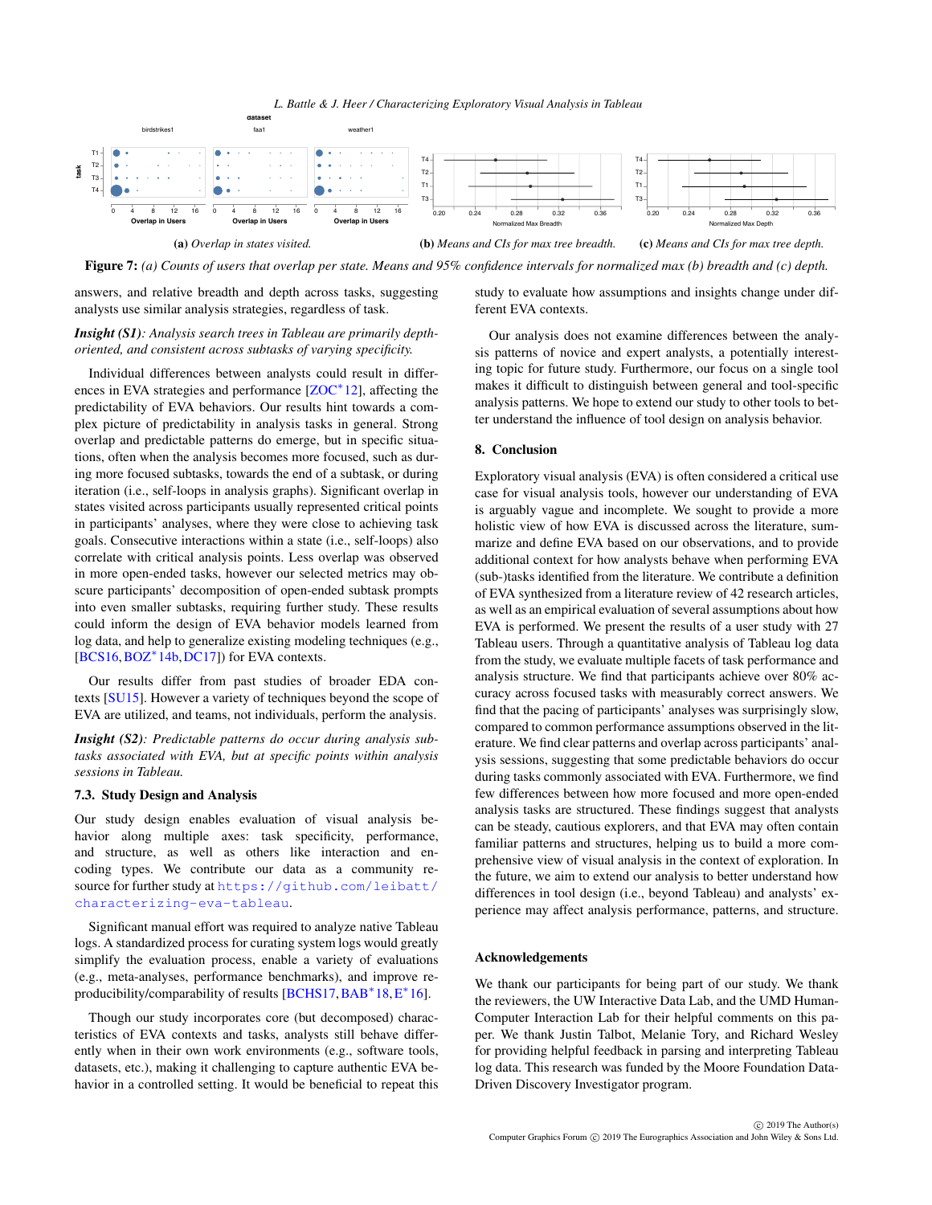**(a)** *Overlap in states visited.* **(b)** *Means and CIs for max tree breadth.* **(c)** *Means and CIs for max tree depth.*

**Figure 7:** *(a) Counts of users that overlap per state. Means and 95% confidence intervals for normalized max (b) breadth and (c) depth.*

answers, and relative breadth and depth across tasks, suggesting analysts use similar analysis strategies, regardless of task.

***Insight (S1)****: Analysis search trees in Tableau are primarily depth-oriented, and consistent across subtasks of varying specificity.*

Individual differences between analysts could result in differences in EVA strategies and performance [ZOC*12], affecting the predictability of EVA behaviors. Our results hint towards a complex picture of predictability in analysis tasks in general. Strong overlap and predictable patterns do emerge, but in specific situations, often when the analysis becomes more focused, such as during more focused subtasks, towards the end of a subtask, or during iteration (i.e., self-loops in analysis graphs). Significant overlap in states visited across participants usually represented critical points in participants' analyses, where they were close to achieving task goals. Consecutive interactions within a state (i.e., self-loops) also correlate with critical analysis points. Less overlap was observed in more open-ended tasks, however our selected metrics may obscure participants' decomposition of open-ended subtask prompts into even smaller subtasks, requiring further study. These results could inform the design of EVA behavior models learned from log data, and help to generalize existing modeling techniques (e.g., [BCS16, BOZ*14b, DC17]) for EVA contexts.

Our results differ from past studies of broader EDA contexts [SU15]. However a variety of techniques beyond the scope of EVA are utilized, and teams, not individuals, perform the analysis.

***Insight (S2)****: Predictable patterns do occur during analysis subtasks associated with EVA, but at specific points within analysis sessions in Tableau.*

### 7.3. Study Design and Analysis

Our study design enables evaluation of visual analysis behavior along multiple axes: task specificity, performance, and structure, as well as others like interaction and encoding types. We contribute our data as a community resource for further study at https://github.com/leibatt/characterizing-eva-tableau.

Significant manual effort was required to analyze native Tableau logs. A standardized process for curating system logs would greatly simplify the evaluation process, enable a variety of evaluations (e.g., meta-analyses, performance benchmarks), and improve reproducibility/comparability of results [BCHS17, BAB*18, E*16].

Though our study incorporates core (but decomposed) characteristics of EVA contexts and tasks, analysts still behave differently when in their own work environments (e.g., software tools, datasets, etc.), making it challenging to capture authentic EVA behavior in a controlled setting. It would be beneficial to repeat this study to evaluate how assumptions and insights change under different EVA contexts.

Our analysis does not examine differences between the analysis patterns of novice and expert analysts, a potentially interesting topic for future study. Furthermore, our focus on a single tool makes it difficult to distinguish between general and tool-specific analysis patterns. We hope to extend our study to other tools to better understand the influence of tool design on analysis behavior.

## 8. Conclusion

Exploratory visual analysis (EVA) is often considered a critical use case for visual analysis tools, however our understanding of EVA is arguably vague and incomplete. We sought to provide a more holistic view of how EVA is discussed across the literature, summarize and define EVA based on our observations, and to provide additional context for how analysts behave when performing EVA (sub-)tasks identified from the literature. We contribute a definition of EVA synthesized from a literature review of 42 research articles, as well as an empirical evaluation of several assumptions about how EVA is performed. We present the results of a user study with 27 Tableau users. Through a quantitative analysis of Tableau log data from the study, we evaluate multiple facets of task performance and analysis structure. We find that participants achieve over 80% accuracy across focused tasks with measurably correct answers. We find that the pacing of participants' analyses was surprisingly slow, compared to common performance assumptions observed in the literature. We find clear patterns and overlap across participants' analysis sessions, suggesting that some predictable behaviors do occur during tasks commonly associated with EVA. Furthermore, we find few differences between how more focused and more open-ended analysis tasks are structured. These findings suggest that analysts can be steady, cautious explorers, and that EVA may often contain familiar patterns and structures, helping us to build a more comprehensive view of visual analysis in the context of exploration. In the future, we aim to extend our analysis to better understand how differences in tool design (i.e., beyond Tableau) and analysts' experience may affect analysis performance, patterns, and structure.

### Acknowledgements

We thank our participants for being part of our study. We thank the reviewers, the UW Interactive Data Lab, and the UMD Human-Computer Interaction Lab for their helpful comments on this paper. We thank Justin Talbot, Melanie Tory, and Richard Wesley for providing helpful feedback in parsing and interpreting Tableau log data. This research was funded by the Moore Foundation Data-Driven Discovery Investigator program.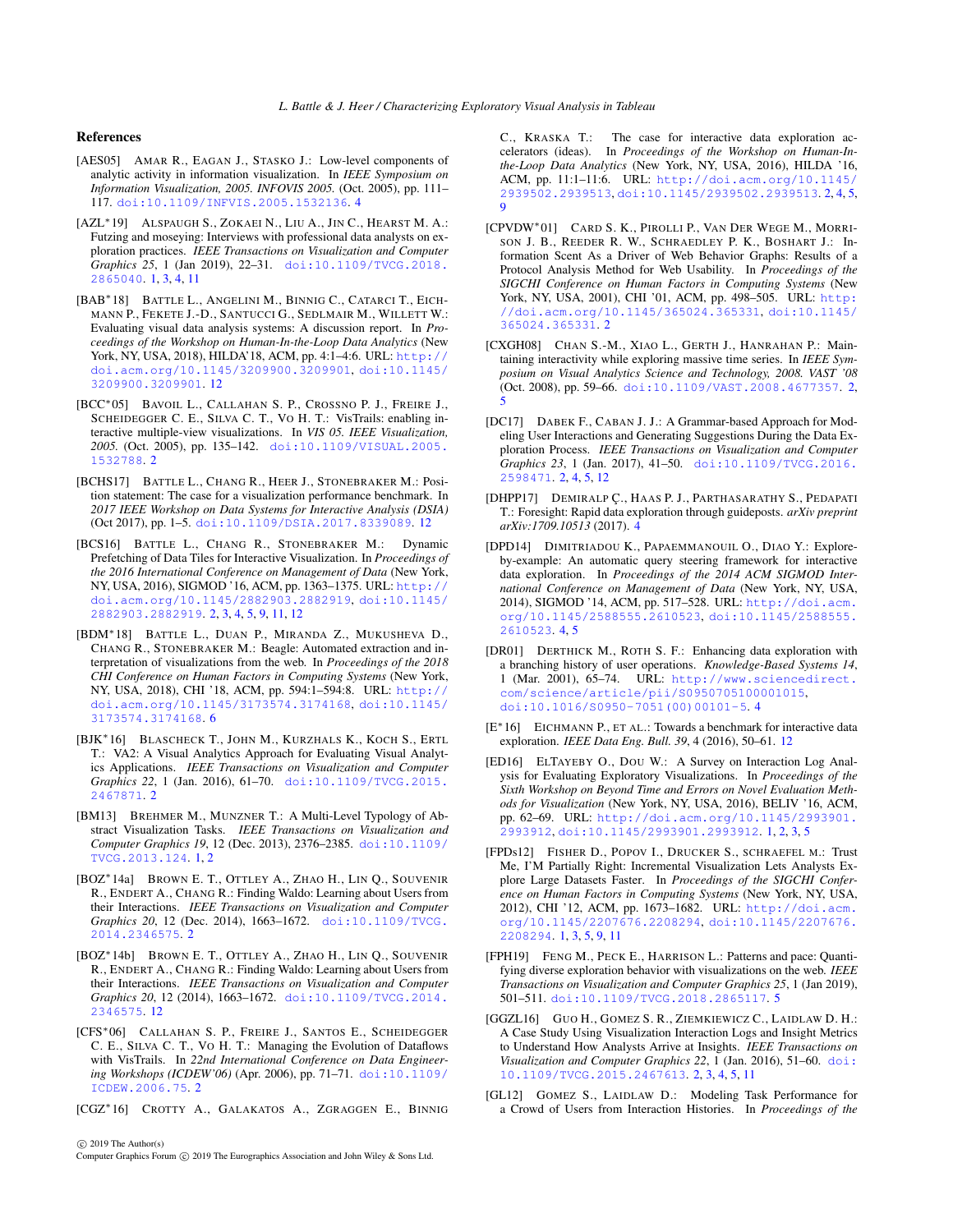## References

[AES05] AMAR R., EAGAN J., STASKO J.: Low-level components of analytic activity in information visualization. In *IEEE Symposium on Information Visualization, 2005. INFOVIS 2005.* (Oct. 2005), pp. 111–117. doi:10.1109/INFVIS.2005.1532136. 4

[AZL*19] ALSPAUGH S., ZOKAEI N., LIU A., JIN C., HEARST M. A.: Futzing and moseying: Interviews with professional data analysts on exploration practices. *IEEE Transactions on Visualization and Computer Graphics 25*, 1 (Jan 2019), 22–31. doi:10.1109/TVCG.2018.2865040. 1, 3, 4, 11

[BAB*18] BATTLE L., ANGELINI M., BINNIG C., CATARCI T., EICHMANN P., FEKETE J.-D., SANTUCCI G., SEDLMAIR M., WILLETT W.: Evaluating visual data analysis systems: A discussion report. In *Proceedings of the Workshop on Human-In-the-Loop Data Analytics* (New York, NY, USA, 2018), HILDA'18, ACM, pp. 4:1–4:6. URL: http://doi.acm.org/10.1145/3209900.3209901, doi:10.1145/3209900.3209901. 12

[BCC*05] BAVOIL L., CALLAHAN S. P., CROSSNO P. J., FREIRE J., SCHEIDEGGER C. E., SILVA C. T., VO H. T.: VisTrails: enabling interactive multiple-view visualizations. In *VIS 05. IEEE Visualization, 2005.* (Oct. 2005), pp. 135–142. doi:10.1109/VISUAL.2005.1532788. 2

[BCHS17] BATTLE L., CHANG R., HEER J., STONEBRAKER M.: Position statement: The case for a visualization performance benchmark. In *2017 IEEE Workshop on Data Systems for Interactive Analysis (DSIA)* (Oct 2017), pp. 1–5. doi:10.1109/DSIA.2017.8339089. 12

[BCS16] BATTLE L., CHANG R., STONEBRAKER M.: Dynamic Prefetching of Data Tiles for Interactive Visualization. In *Proceedings of the 2016 International Conference on Management of Data* (New York, NY, USA, 2016), SIGMOD '16, ACM, pp. 1363–1375. URL: http://doi.acm.org/10.1145/2882903.2882919, doi:10.1145/2882903.2882919. 2, 3, 4, 5, 9, 11, 12

[BDM*18] BATTLE L., DUAN P., MIRANDA Z., MUKUSHEVA D., CHANG R., STONEBRAKER M.: Beagle: Automated extraction and interpretation of visualizations from the web. In *Proceedings of the 2018 CHI Conference on Human Factors in Computing Systems* (New York, NY, USA, 2018), CHI '18, ACM, pp. 594:1–594:8. URL: http://doi.acm.org/10.1145/3173574.3174168, doi:10.1145/3173574.3174168. 6

[BJK*16] BLASCHECK T., JOHN M., KURZHALS K., KOCH S., ERTL T.: VA2: A Visual Analytics Approach for Evaluating Visual Analytics Applications. *IEEE Transactions on Visualization and Computer Graphics 22*, 1 (Jan. 2016), 61–70. doi:10.1109/TVCG.2015.2467871. 2

[BM13] BREHMER M., MUNZNER T.: A Multi-Level Typology of Abstract Visualization Tasks. *IEEE Transactions on Visualization and Computer Graphics 19*, 12 (Dec. 2013), 2376–2385. doi:10.1109/TVCG.2013.124. 1, 2

[BOZ*14a] BROWN E. T., OTTLEY A., ZHAO H., LIN Q., SOUVENIR R., ENDERT A., CHANG R.: Finding Waldo: Learning about Users from their Interactions. *IEEE Transactions on Visualization and Computer Graphics 20*, 12 (Dec. 2014), 1663–1672. doi:10.1109/TVCG.2014.2346575. 2

[BOZ*14b] BROWN E. T., OTTLEY A., ZHAO H., LIN Q., SOUVENIR R., ENDERT A., CHANG R.: Finding Waldo: Learning about Users from their Interactions. *IEEE Transactions on Visualization and Computer Graphics 20*, 12 (2014), 1663–1672. doi:10.1109/TVCG.2014.2346575. 12

[CFS*06] CALLAHAN S. P., FREIRE J., SANTOS E., SCHEIDEGGER C. E., SILVA C. T., VO H. T.: Managing the Evolution of Dataflows with VisTrails. In *22nd International Conference on Data Engineering Workshops (ICDEW'06)* (Apr. 2006), pp. 71–71. doi:10.1109/ICDEW.2006.75. 2

[CGZ*16] CROTTY A., GALAKATOS A., ZGRAGGEN E., BINNIG C., KRASKA T.: The case for interactive data exploration accelerators (ideas). In *Proceedings of the Workshop on Human-In-the-Loop Data Analytics* (New York, NY, USA, 2016), HILDA '16, ACM, pp. 11:1–11:6. URL: http://doi.acm.org/10.1145/2939502.2939513, doi:10.1145/2939502.2939513. 2, 4, 5, 9

[CPVDW*01] CARD S. K., PIROLLI P., VAN DER WEGE M., MORRISON J. B., REEDER R. W., SCHRAEDLEY P. K., BOSHART J.: Information Scent As a Driver of Web Behavior Graphs: Results of a Protocol Analysis Method for Web Usability. In *Proceedings of the SIGCHI Conference on Human Factors in Computing Systems* (New York, NY, USA, 2001), CHI '01, ACM, pp. 498–505. URL: http://doi.acm.org/10.1145/365024.365331, doi:10.1145/365024.365331. 2

[CXGH08] CHAN S.-M., XIAO L., GERTH J., HANRAHAN P.: Maintaining interactivity while exploring massive time series. In *IEEE Symposium on Visual Analytics Science and Technology, 2008. VAST '08* (Oct. 2008), pp. 59–66. doi:10.1109/VAST.2008.4677357. 2, 5

[DC17] DABEK F., CABAN J. J.: A Grammar-based Approach for Modeling User Interactions and Generating Suggestions During the Data Exploration Process. *IEEE Transactions on Visualization and Computer Graphics 23*, 1 (Jan. 2017), 41–50. doi:10.1109/TVCG.2016.2598471. 2, 4, 5, 12

[DHPP17] DEMIRALP Ç., HAAS P. J., PARTHASARATHY S., PEDAPATI T.: Foresight: Rapid data exploration through guideposts. *arXiv preprint arXiv:1709.10513* (2017). 4

[DPD14] DIMITRIADOU K., PAPAEMMANOUIL O., DIAO Y.: Explore-by-example: An automatic query steering framework for interactive data exploration. In *Proceedings of the 2014 ACM SIGMOD International Conference on Management of Data* (New York, NY, USA, 2014), SIGMOD '14, ACM, pp. 517–528. URL: http://doi.acm.org/10.1145/2588555.2610523, doi:10.1145/2588555.2610523. 4, 5

[DR01] DERTHICK M., ROTH S. F.: Enhancing data exploration with a branching history of user operations. *Knowledge-Based Systems 14*, 1 (Mar. 2001), 65–74. URL: http://www.sciencedirect.com/science/article/pii/S0950705100001015, doi:10.1016/S0950-7051(00)00101-5. 4

[E*16] EICHMANN P., ET AL.: Towards a benchmark for interactive data exploration. *IEEE Data Eng. Bull. 39*, 4 (2016), 50–61. 12

[ED16] ELTAYEBY O., DOU W.: A Survey on Interaction Log Analysis for Evaluating Exploratory Visualizations. In *Proceedings of the Sixth Workshop on Beyond Time and Errors on Novel Evaluation Methods for Visualization* (New York, NY, USA, 2016), BELIV '16, ACM, pp. 62–69. URL: http://doi.acm.org/10.1145/2993901.2993912, doi:10.1145/2993901.2993912. 1, 2, 3, 5

[FPDs12] FISHER D., POPOV I., DRUCKER S., SCHRAEFEL M.: Trust Me, I'M Partially Right: Incremental Visualization Lets Analysts Explore Large Datasets Faster. In *Proceedings of the SIGCHI Conference on Human Factors in Computing Systems* (New York, NY, USA, 2012), CHI '12, ACM, pp. 1673–1682. URL: http://doi.acm.org/10.1145/2207676.2208294, doi:10.1145/2207676.2208294. 1, 3, 5, 9, 11

[FPH19] FENG M., PECK E., HARRISON L.: Patterns and pace: Quantifying diverse exploration behavior with visualizations on the web. *IEEE Transactions on Visualization and Computer Graphics 25*, 1 (Jan 2019), 501–511. doi:10.1109/TVCG.2018.2865117. 5

[GGZL16] GUO H., GOMEZ S. R., ZIEMKIEWICZ C., LAIDLAW D. H.: A Case Study Using Visualization Interaction Logs and Insight Metrics to Understand How Analysts Arrive at Insights. *IEEE Transactions on Visualization and Computer Graphics 22*, 1 (Jan. 2016), 51–60. doi:10.1109/TVCG.2015.2467613. 2, 3, 4, 5, 11

[GL12] GOMEZ S., LAIDLAW D.: Modeling Task Performance for a Crowd of Users from Interaction Histories. In *Proceedings of the*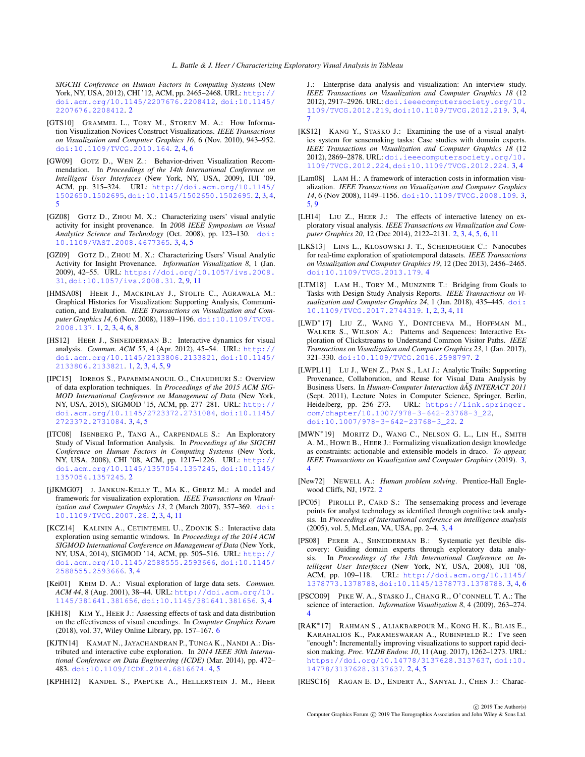*SIGCHI Conference on Human Factors in Computing Systems* (New York, NY, USA, 2012), CHI '12, ACM, pp. 2465–2468. URL: http://doi.acm.org/10.1145/2207676.2208412, doi:10.1145/2207676.2208412. 2

[GTS10] Grammel L., Tory M., Storey M. A.: How Information Visualization Novices Construct Visualizations. *IEEE Transactions on Visualization and Computer Graphics 16*, 6 (Nov. 2010), 943–952. doi:10.1109/TVCG.2010.164. 2, 4, 6

[GW09] Gotz D., Wen Z.: Behavior-driven Visualization Recommendation. In *Proceedings of the 14th International Conference on Intelligent User Interfaces* (New York, NY, USA, 2009), IUI '09, ACM, pp. 315–324. URL: http://doi.acm.org/10.1145/1502650.1502695, doi:10.1145/1502650.1502695. 2, 3, 4, 5

[GZ08] Gotz D., Zhou M. X.: Characterizing users' visual analytic activity for insight provenance. In *2008 IEEE Symposium on Visual Analytics Science and Technology* (Oct. 2008), pp. 123–130. doi:10.1109/VAST.2008.4677365. 3, 4, 5

[GZ09] Gotz D., Zhou M. X.: Characterizing Users' Visual Analytic Activity for Insight Provenance. *Information Visualization 8*, 1 (Jan. 2009), 42–55. URL: https://doi.org/10.1057/ivs.2008.31, doi:10.1057/ivs.2008.31. 2, 9, 11

[HMSA08] Heer J., Mackinlay J., Stolte C., Agrawala M.: Graphical Histories for Visualization: Supporting Analysis, Communication, and Evaluation. *IEEE Transactions on Visualization and Computer Graphics 14*, 6 (Nov. 2008), 1189–1196. doi:10.1109/TVCG.2008.137. 1, 2, 3, 4, 6, 8

[HS12] Heer J., Shneiderman B.: Interactive dynamics for visual analysis. *Commun. ACM 55*, 4 (Apr. 2012), 45–54. URL: http://doi.acm.org/10.1145/2133806.2133821, doi:10.1145/2133806.2133821. 1, 2, 3, 4, 5, 9

[IPC15] Idreos S., Papaemmanouil O., Chaudhuri S.: Overview of data exploration techniques. In *Proceedings of the 2015 ACM SIGMOD International Conference on Management of Data* (New York, NY, USA, 2015), SIGMOD '15, ACM, pp. 277–281. URL: http://doi.acm.org/10.1145/2723372.2731084, doi:10.1145/2723372.2731084. 3, 4, 5

[ITC08] Isenberg P., Tang A., Carpendale S.: An Exploratory Study of Visual Information Analysis. In *Proceedings of the SIGCHI Conference on Human Factors in Computing Systems* (New York, NY, USA, 2008), CHI '08, ACM, pp. 1217–1226. URL: http://doi.acm.org/10.1145/1357054.1357245, doi:10.1145/1357054.1357245. 2

[jJKMG07] J. Jankun-Kelly T., Ma K., Gertz M.: A model and framework for visualization exploration. *IEEE Transactions on Visualization and Computer Graphics 13*, 2 (March 2007), 357–369. doi:10.1109/TVCG.2007.28. 2, 3, 4, 11

[KCZ14] Kalinin A., Cetintemel U., Zdonik S.: Interactive data exploration using semantic windows. In *Proceedings of the 2014 ACM SIGMOD International Conference on Management of Data* (New York, NY, USA, 2014), SIGMOD '14, ACM, pp. 505–516. URL: http://doi.acm.org/10.1145/2588555.2593666, doi:10.1145/2588555.2593666. 3, 4

[Kei01] Keim D. A.: Visual exploration of large data sets. *Commun. ACM 44*, 8 (Aug. 2001), 38–44. URL: http://doi.acm.org/10.1145/381641.381656, doi:10.1145/381641.381656. 3, 4

[KH18] Kim Y., Heer J.: Assessing effects of task and data distribution on the effectiveness of visual encodings. In *Computer Graphics Forum* (2018), vol. 37, Wiley Online Library, pp. 157–167. 6

[KJTN14] Kamat N., Jayachandran P., Tunga K., Nandi A.: Distributed and interactive cube exploration. In *2014 IEEE 30th International Conference on Data Engineering (ICDE)* (Mar. 2014), pp. 472–483. doi:10.1109/ICDE.2014.6816674. 4, 5

[KPHH12] Kandel S., Paepcke A., Hellerstein J. M., Heer J.: Enterprise data analysis and visualization: An interview study. *IEEE Transactions on Visualization and Computer Graphics 18* (12 2012), 2917–2926. URL: doi.ieeecomputersociety.org/10.1109/TVCG.2012.219, doi:10.1109/TVCG.2012.219. 3, 4, 7

[KS12] Kang Y., Stasko J.: Examining the use of a visual analytics system for sensemaking tasks: Case studies with domain experts. *IEEE Transactions on Visualization and Computer Graphics 18* (12 2012), 2869–2878. URL: doi.ieeecomputersociety.org/10.1109/TVCG.2012.224, doi:10.1109/TVCG.2012.224. 3, 4

[Lam08] Lam H.: A framework of interaction costs in information visualization. *IEEE Transactions on Visualization and Computer Graphics 14*, 6 (Nov 2008), 1149–1156. doi:10.1109/TVCG.2008.109. 3, 5, 9

[LH14] Liu Z., Heer J.: The effects of interactive latency on exploratory visual analysis. *IEEE Transactions on Visualization and Computer Graphics 20*, 12 (Dec 2014), 2122–2131. 2, 3, 4, 5, 6, 11

[LKS13] Lins L., Klosowski J. T., Scheidegger C.: Nanocubes for real-time exploration of spatiotemporal datasets. *IEEE Transactions on Visualization and Computer Graphics 19*, 12 (Dec 2013), 2456–2465. doi:10.1109/TVCG.2013.179. 4

[LTM18] Lam H., Tory M., Munzner T.: Bridging from Goals to Tasks with Design Study Analysis Reports. *IEEE Transactions on Visualization and Computer Graphics 24*, 1 (Jan. 2018), 435–445. doi:10.1109/TVCG.2017.2744319. 1, 2, 3, 4, 11

[LWD*17] Liu Z., Wang Y., Dontcheva M., Hoffman M., Walker S., Wilson A.: Patterns and Sequences: Interactive Exploration of Clickstreams to Understand Common Visitor Paths. *IEEE Transactions on Visualization and Computer Graphics 23*, 1 (Jan. 2017), 321–330. doi:10.1109/TVCG.2016.2598797. 2

[LWPL11] Lu J., Wen Z., Pan S., Lai J.: Analytic Trails: Supporting Provenance, Collaboration, and Reuse for Visual Data Analysis by Business Users. In *Human-Computer Interaction âĂŞ INTERACT 2011* (Sept. 2011), Lecture Notes in Computer Science, Springer, Berlin, Heidelberg, pp. 256–273. URL: https://link.springer.com/chapter/10.1007/978-3-642-23768-3_22, doi:10.1007/978-3-642-23768-3_22. 2

[MWN*19] Moritz D., Wang C., Nelson G. L., Lin H., Smith A. M., Howe B., Heer J.: Formalizing visualization design knowledge as constraints: actionable and extensible models in draco. *To appear, IEEE Transactions on Visualization and Computer Graphics* (2019). 3, 4

[New72] Newell A.: *Human problem solving*. Prentice-Hall Englewood Cliffs, NJ, 1972. 2

[PC05] Pirolli P., Card S.: The sensemaking process and leverage points for analyst technology as identified through cognitive task analysis. In *Proceedings of international conference on intelligence analysis* (2005), vol. 5, McLean, VA, USA, pp. 2–4. 3, 4

[PS08] Perer A., Shneiderman B.: Systematic yet flexible discovery: Guiding domain experts through exploratory data analysis. In *Proceedings of the 13th International Conference on Intelligent User Interfaces* (New York, NY, USA, 2008), IUI '08, ACM, pp. 109–118. URL: http://doi.acm.org/10.1145/1378773.1378788, doi:10.1145/1378773.1378788. 3, 4, 6

[PSCO09] Pike W. A., Stasko J., Chang R., O'Connell T. A.: The science of interaction. *Information Visualization 8*, 4 (2009), 263–274. 4

[RAK*17] Rahman S., Aliakbarpour M., Kong H. K., Blais E., Karahalios K., Parameswaran A., Rubinfeld R.: I've seen "enough": Incrementally improving visualizations to support rapid decision making. *Proc. VLDB Endow. 10*, 11 (Aug. 2017), 1262–1273. URL: https://doi.org/10.14778/3137628.3137637, doi:10.14778/3137628.3137637. 2, 4, 5

[RESC16] Ragan E. D., Endert A., Sanyal J., Chen J.: Charac-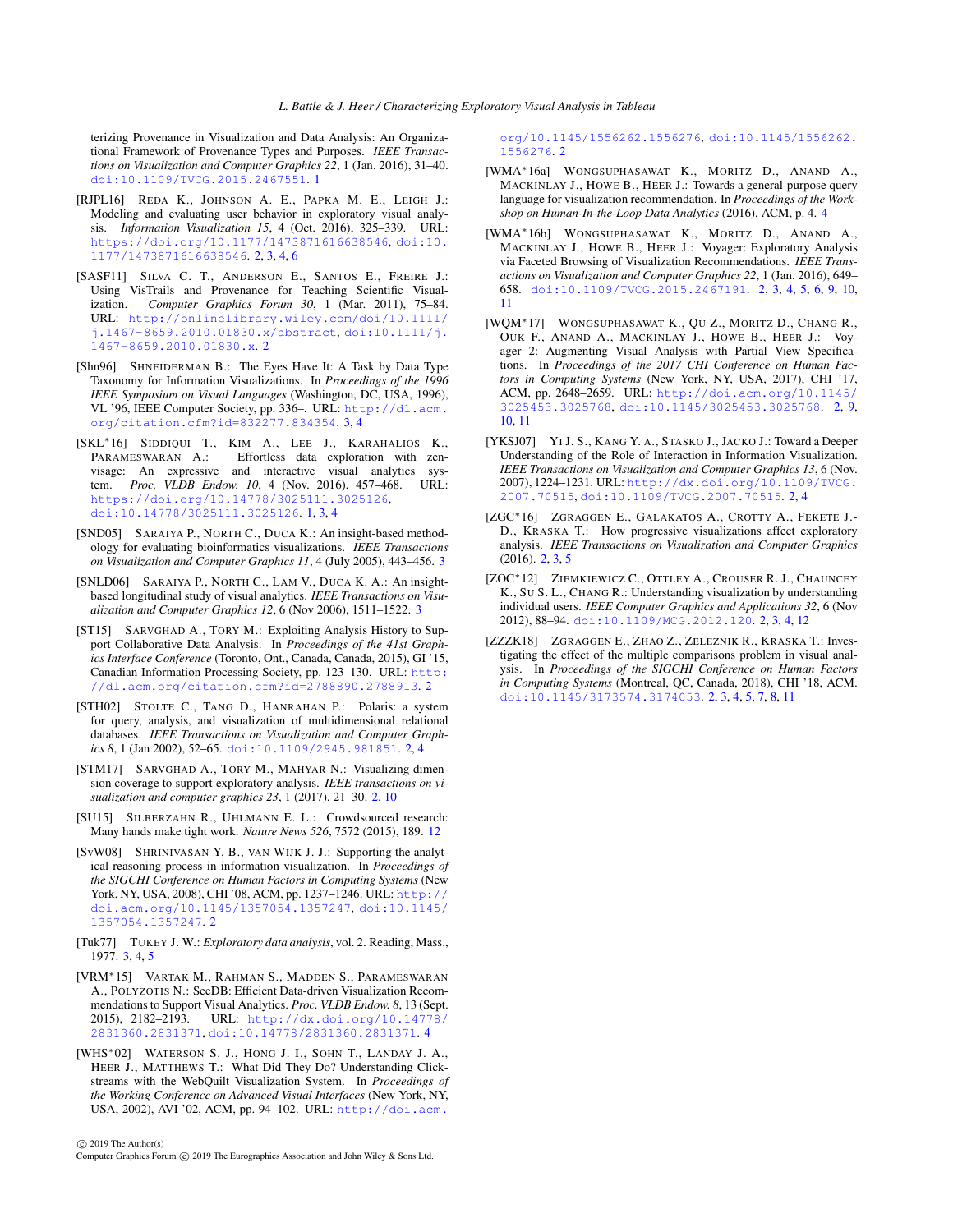terizing Provenance in Visualization and Data Analysis: An Organizational Framework of Provenance Types and Purposes. *IEEE Transactions on Visualization and Computer Graphics 22*, 1 (Jan. 2016), 31–40. doi:10.1109/TVCG.2015.2467551. 1

[RJPL16] REDA K., JOHNSON A. E., PAPKA M. E., LEIGH J.: Modeling and evaluating user behavior in exploratory visual analysis. *Information Visualization 15*, 4 (Oct. 2016), 325–339. URL: https://doi.org/10.1177/1473871616638546, doi:10.1177/1473871616638546. 2, 3, 4, 6

[SASF11] SILVA C. T., ANDERSON E., SANTOS E., FREIRE J.: Using VisTrails and Provenance for Teaching Scientific Visualization. *Computer Graphics Forum 30*, 1 (Mar. 2011), 75–84. URL: http://onlinelibrary.wiley.com/doi/10.1111/j.1467-8659.2010.01830.x/abstract, doi:10.1111/j.1467-8659.2010.01830.x. 2

[Shn96] SHNEIDERMAN B.: The Eyes Have It: A Task by Data Type Taxonomy for Information Visualizations. In *Proceedings of the 1996 IEEE Symposium on Visual Languages* (Washington, DC, USA, 1996), VL '96, IEEE Computer Society, pp. 336–. URL: http://dl.acm.org/citation.cfm?id=832277.834354. 3, 4

[SKL*16] SIDDIQUI T., KIM A., LEE J., KARAHALIOS K., PARAMESWARAN A.: Effortless data exploration with zenvisage: An expressive and interactive visual analytics system. *Proc. VLDB Endow. 10*, 4 (Nov. 2016), 457–468. URL: https://doi.org/10.14778/3025111.3025126, doi:10.14778/3025111.3025126. 1, 3, 4

[SND05] SARAIYA P., NORTH C., DUCA K.: An insight-based methodology for evaluating bioinformatics visualizations. *IEEE Transactions on Visualization and Computer Graphics 11*, 4 (July 2005), 443–456. 3

[SNLD06] SARAIYA P., NORTH C., LAM V., DUCA K. A.: An insight-based longitudinal study of visual analytics. *IEEE Transactions on Visualization and Computer Graphics 12*, 6 (Nov 2006), 1511–1522. 3

[ST15] SARVGHAD A., TORY M.: Exploiting Analysis History to Support Collaborative Data Analysis. In *Proceedings of the 41st Graphics Interface Conference* (Toronto, Ont., Canada, Canada, 2015), GI '15, Canadian Information Processing Society, pp. 123–130. URL: http://dl.acm.org/citation.cfm?id=2788890.2788913. 2

[STH02] STOLTE C., TANG D., HANRAHAN P.: Polaris: a system for query, analysis, and visualization of multidimensional relational databases. *IEEE Transactions on Visualization and Computer Graphics 8*, 1 (Jan 2002), 52–65. doi:10.1109/2945.981851. 2, 4

[STM17] SARVGHAD A., TORY M., MAHYAR N.: Visualizing dimension coverage to support exploratory analysis. *IEEE transactions on visualization and computer graphics 23*, 1 (2017), 21–30. 2, 10

[SU15] SILBERZAHN R., UHLMANN E. L.: Crowdsourced research: Many hands make tight work. *Nature News 526*, 7572 (2015), 189. 12

[SvW08] SHRINIVASAN Y. B., VAN WIJK J. J.: Supporting the analytical reasoning process in information visualization. In *Proceedings of the SIGCHI Conference on Human Factors in Computing Systems* (New York, NY, USA, 2008), CHI '08, ACM, pp. 1237–1246. URL: http://doi.acm.org/10.1145/1357054.1357247, doi:10.1145/1357054.1357247. 2

[Tuk77] TUKEY J. W.: *Exploratory data analysis*, vol. 2. Reading, Mass., 1977. 3, 4, 5

[VRM*15] VARTAK M., RAHMAN S., MADDEN S., PARAMESWARAN A., POLYZOTIS N.: SeeDB: Efficient Data-driven Visualization Recommendations to Support Visual Analytics. *Proc. VLDB Endow. 8*, 13 (Sept. 2015), 2182–2193. URL: http://dx.doi.org/10.14778/2831360.2831371, doi:10.14778/2831360.2831371. 4

[WHS*02] WATERSON S. J., HONG J. I., SOHN T., LANDAY J. A., HEER J., MATTHEWS T.: What Did They Do? Understanding Clickstreams with the WebQuilt Visualization System. In *Proceedings of the Working Conference on Advanced Visual Interfaces* (New York, NY, USA, 2002), AVI '02, ACM, pp. 94–102. URL: http://doi.acm.org/10.1145/1556262.1556276, doi:10.1145/1556262.1556276. 2

[WMA*16a] WONGSUPHASAWAT K., MORITZ D., ANAND A., MACKINLAY J., HOWE B., HEER J.: Towards a general-purpose query language for visualization recommendation. In *Proceedings of the Workshop on Human-In-the-Loop Data Analytics* (2016), ACM, p. 4. 4

[WMA*16b] WONGSUPHASAWAT K., MORITZ D., ANAND A., MACKINLAY J., HOWE B., HEER J.: Voyager: Exploratory Analysis via Faceted Browsing of Visualization Recommendations. *IEEE Transactions on Visualization and Computer Graphics 22*, 1 (Jan. 2016), 649–658. doi:10.1109/TVCG.2015.2467191. 2, 3, 4, 5, 6, 9, 10, 11

[WQM*17] WONGSUPHASAWAT K., QU Z., MORITZ D., CHANG R., OUK F., ANAND A., MACKINLAY J., HOWE B., HEER J.: Voyager 2: Augmenting Visual Analysis with Partial View Specifications. In *Proceedings of the 2017 CHI Conference on Human Factors in Computing Systems* (New York, NY, USA, 2017), CHI '17, ACM, pp. 2648–2659. URL: http://doi.acm.org/10.1145/3025453.3025768, doi:10.1145/3025453.3025768. 2, 9, 10, 11

[YKSJ07] YI J. S., KANG Y. A., STASKO J., JACKO J.: Toward a Deeper Understanding of the Role of Interaction in Information Visualization. *IEEE Transactions on Visualization and Computer Graphics 13*, 6 (Nov. 2007), 1224–1231. URL: http://dx.doi.org/10.1109/TVCG.2007.70515, doi:10.1109/TVCG.2007.70515. 2, 4

[ZGC*16] ZGRAGGEN E., GALAKATOS A., CROTTY A., FEKETE J.-D., KRASKA T.: How progressive visualizations affect exploratory analysis. *IEEE Transactions on Visualization and Computer Graphics* (2016). 2, 3, 5

[ZOC*12] ZIEMKIEWICZ C., OTTLEY A., CROUSER R. J., CHAUNCEY K., SU S. L., CHANG R.: Understanding visualization by understanding individual users. *IEEE Computer Graphics and Applications 32*, 6 (Nov 2012), 88–94. doi:10.1109/MCG.2012.120. 2, 3, 4, 12

[ZZZK18] ZGRAGGEN E., ZHAO Z., ZELEZNIK R., KRASKA T.: Investigating the effect of the multiple comparisons problem in visual analysis. In *Proceedings of the SIGCHI Conference on Human Factors in Computing Systems* (Montreal, QC, Canada, 2018), CHI '18, ACM. doi:10.1145/3173574.3174053. 2, 3, 4, 5, 7, 8, 11